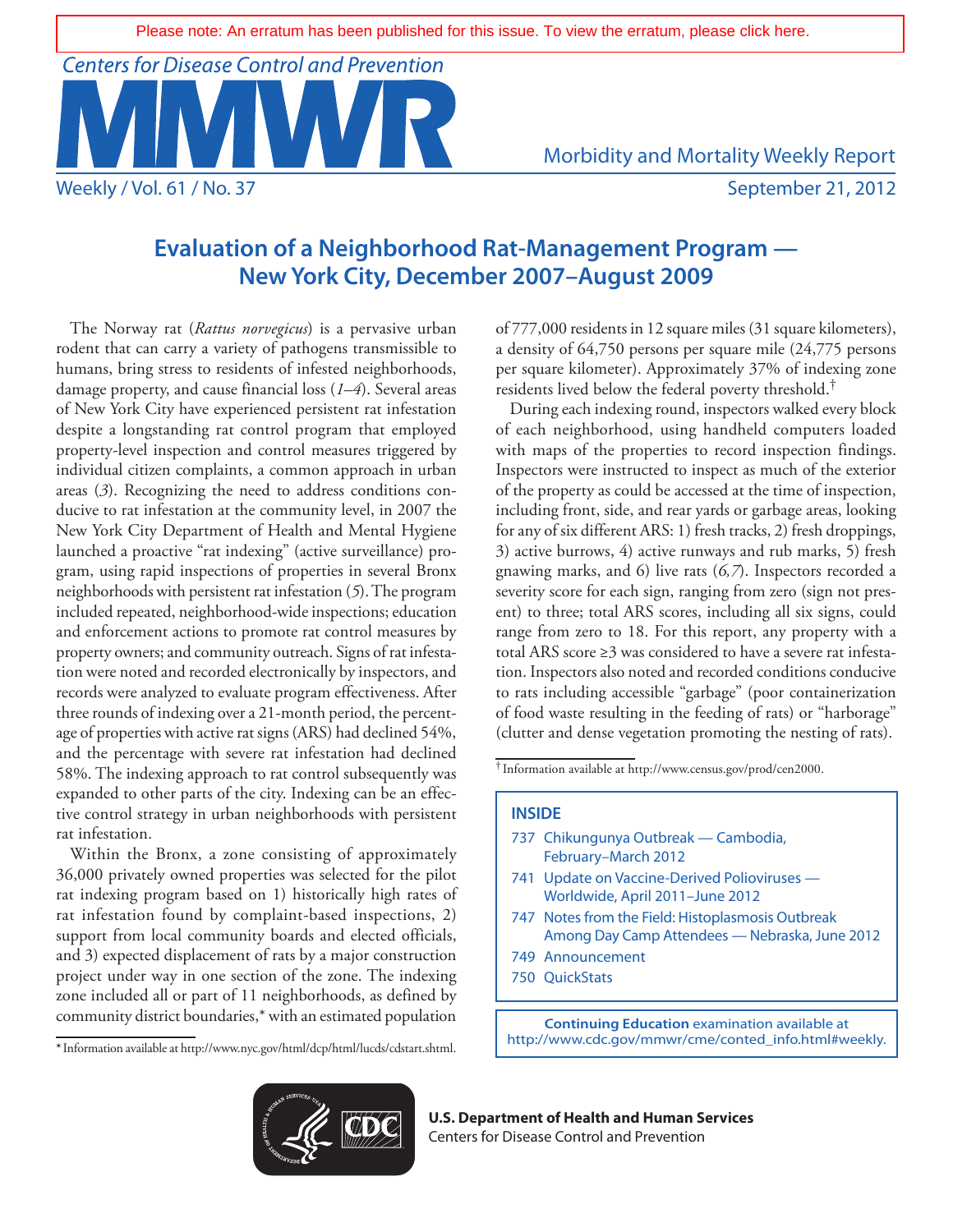Please note: An erratum has been published for this issue. To view the erratum, please click here.

Centers for Disease Control and Prevention

# MMWR

Morbidity and Mortality Weekly Report

Weekly / Vol. 61 / No. 37 September 21, 2012

## Evaluation of a Neighborhood Rat-Management Program — New York City, December 2007–August 2009

The Norway rat (*Rattus norvegicus*) is a pervasive urban rodent that can carry a variety of pathogens transmissible to humans, bring stress to residents of infested neighborhoods, damage property, and cause financial loss (*1–4*). Several areas of New York City have experienced persistent rat infestation despite a longstanding rat control program that employed property-level inspection and control measures triggered by individual citizen complaints, a common approach in urban areas (*3*). Recognizing the need to address conditions conducive to rat infestation at the community level, in 2007 the New York City Department of Health and Mental Hygiene launched a proactive "rat indexing" (active surveillance) program, using rapid inspections of properties in several Bronx neighborhoods with persistent rat infestation (*5*). The program included repeated, neighborhood-wide inspections; education and enforcement actions to promote rat control measures by property owners; and community outreach. Signs of rat infestation were noted and recorded electronically by inspectors, and records were analyzed to evaluate program effectiveness. After three rounds of indexing over a 21-month period, the percentage of properties with active rat signs (ARS) had declined 54%, and the percentage with severe rat infestation had declined 58%. The indexing approach to rat control subsequently was expanded to other parts of the city. Indexing can be an effective control strategy in urban neighborhoods with persistent rat infestation.

Within the Bronx, a zone consisting of approximately 36,000 privately owned properties was selected for the pilot rat indexing program based on 1) historically high rates of rat infestation found by complaint-based inspections, 2) support from local community boards and elected officials, and 3) expected displacement of rats by a major construction project under way in one section of the zone. The indexing zone included all or part of 11 neighborhoods, as defined by community district boundaries,* with an estimated population of 777,000 residents in 12 square miles (31 square kilometers), a density of 64,750 persons per square mile (24,775 persons per square kilometer). Approximately 37% of indexing zone residents lived below the federal poverty threshold.†

During each indexing round, inspectors walked every block of each neighborhood, using handheld computers loaded with maps of the properties to record inspection findings. Inspectors were instructed to inspect as much of the exterior of the property as could be accessed at the time of inspection, including front, side, and rear yards or garbage areas, looking for any of six different ARS: 1) fresh tracks, 2) fresh droppings, 3) active burrows, 4) active runways and rub marks, 5) fresh gnawing marks, and 6) live rats (*6,7*). Inspectors recorded a severity score for each sign, ranging from zero (sign not present) to three; total ARS scores, including all six signs, could range from zero to 18. For this report, any property with a total ARS score ≥3 was considered to have a severe rat infestation. Inspectors also noted and recorded conditions conducive to rats including accessible "garbage" (poor containerization of food waste resulting in the feeding of rats) or "harborage" (clutter and dense vegetation promoting the nesting of rats).

\* Information available at http://www.nyc.gov/html/dcp/html/lucds/cdstart.shtml.

† Information available at http://www.census.gov/prod/cen2000.

**INSIDE**

- 737 Chikungunya Outbreak — Cambodia, February–March 2012
- 741 Update on Vaccine-Derived Polioviruses — Worldwide, April 2011–June 2012
- 747 Notes from the Field: Histoplasmosis Outbreak Among Day Camp Attendees — Nebraska, June 2012
- 749 Announcement
- 750 QuickStats

**Continuing Education** examination available at http://www.cdc.gov/mmwr/cme/conted_info.html#weekly.

**U.S. Department of Health and Human Services**
Centers for Disease Control and Prevention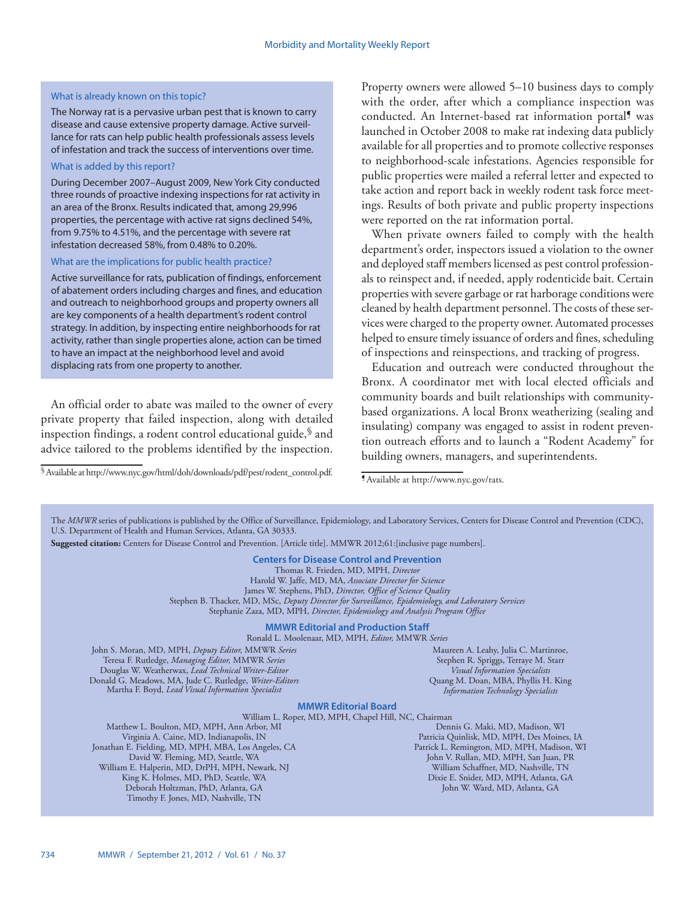**What is already known on this topic?**

The Norway rat is a pervasive urban pest that is known to carry disease and cause extensive property damage. Active surveillance for rats can help public health professionals assess levels of infestation and track the success of interventions over time.

**What is added by this report?**

During December 2007–August 2009, New York City conducted three rounds of proactive indexing inspections for rat activity in an area of the Bronx. Results indicated that, among 29,996 properties, the percentage with active rat signs declined 54%, from 9.75% to 4.51%, and the percentage with severe rat infestation decreased 58%, from 0.48% to 0.20%.

**What are the implications for public health practice?**

Active surveillance for rats, publication of findings, enforcement of abatement orders including charges and fines, and education and outreach to neighborhood groups and property owners all are key components of a health department's rodent control strategy. In addition, by inspecting entire neighborhoods for rat activity, rather than single properties alone, action can be timed to have an impact at the neighborhood level and avoid displacing rats from one property to another.

An official order to abate was mailed to the owner of every private property that failed inspection, along with detailed inspection findings, a rodent control educational guide,[§] and advice tailored to the problems identified by the inspection. Property owners were allowed 5–10 business days to comply with the order, after which a compliance inspection was conducted. An Internet-based rat information portal[¶] was launched in October 2008 to make rat indexing data publicly available for all properties and to promote collective responses to neighborhood-scale infestations. Agencies responsible for public properties were mailed a referral letter and expected to take action and report back in weekly rodent task force meetings. Results of both private and public property inspections were reported on the rat information portal.

When private owners failed to comply with the health department's order, inspectors issued a violation to the owner and deployed staff members licensed as pest control professionals to reinspect and, if needed, apply rodenticide bait. Certain properties with severe garbage or rat harborage conditions were cleaned by health department personnel. The costs of these services were charged to the property owner. Automated processes helped to ensure timely issuance of orders and fines, scheduling of inspections and reinspections, and tracking of progress.

Education and outreach were conducted throughout the Bronx. A coordinator met with local elected officials and community boards and built relationships with community-based organizations. A local Bronx weatherizing (sealing and insulating) company was engaged to assist in rodent prevention outreach efforts and to launch a "Rodent Academy" for building owners, managers, and superintendents.

[§] Available at http://www.nyc.gov/html/doh/downloads/pdf/pest/rodent_control.pdf.

[¶] Available at http://www.nyc.gov/rats.

---

The *MMWR* series of publications is published by the Office of Surveillance, Epidemiology, and Laboratory Services, Centers for Disease Control and Prevention (CDC), U.S. Department of Health and Human Services, Atlanta, GA 30333.

**Suggested citation:** Centers for Disease Control and Prevention. [Article title]. MMWR 2012;61:[inclusive page numbers].

**Centers for Disease Control and Prevention**

Thomas R. Frieden, MD, MPH, *Director*
Harold W. Jaffe, MD, MA, *Associate Director for Science*
James W. Stephens, PhD, *Director, Office of Science Quality*
Stephen B. Thacker, MD, MSc, *Deputy Director for Surveillance, Epidemiology, and Laboratory Services*
Stephanie Zaza, MD, MPH, *Director, Epidemiology and Analysis Program Office*

**MMWR Editorial and Production Staff**

Ronald L. Moolenaar, MD, MPH, *Editor,* MMWR *Series*
John S. Moran, MD, MPH, *Deputy Editor,* MMWR *Series*
Teresa F. Rutledge, *Managing Editor,* MMWR *Series*
Douglas W. Weatherwax, *Lead Technical Writer-Editor*
Donald G. Meadows, MA, Jude C. Rutledge, *Writer-Editors*
Martha F. Boyd, *Lead Visual Information Specialist*
Maureen A. Leahy, Julia C. Martinroe, Stephen R. Spriggs, Terraye M. Starr, *Visual Information Specialists*
Quang M. Doan, MBA, Phyllis H. King, *Information Technology Specialists*

**MMWR Editorial Board**

William L. Roper, MD, MPH, Chapel Hill, NC, Chairman
Matthew L. Boulton, MD, MPH, Ann Arbor, MI
Virginia A. Caine, MD, Indianapolis, IN
Jonathan E. Fielding, MD, MPH, MBA, Los Angeles, CA
David W. Fleming, MD, Seattle, WA
William E. Halperin, MD, DrPH, MPH, Newark, NJ
King K. Holmes, MD, PhD, Seattle, WA
Deborah Holtzman, PhD, Atlanta, GA
Timothy F. Jones, MD, Nashville, TN
Dennis G. Maki, MD, Madison, WI
Patricia Quinlisk, MD, MPH, Des Moines, IA
Patrick L. Remington, MD, MPH, Madison, WI
John V. Rullan, MD, MPH, San Juan, PR
William Schaffner, MD, Nashville, TN
Dixie E. Snider, MD, MPH, Atlanta, GA
John W. Ward, MD, Atlanta, GA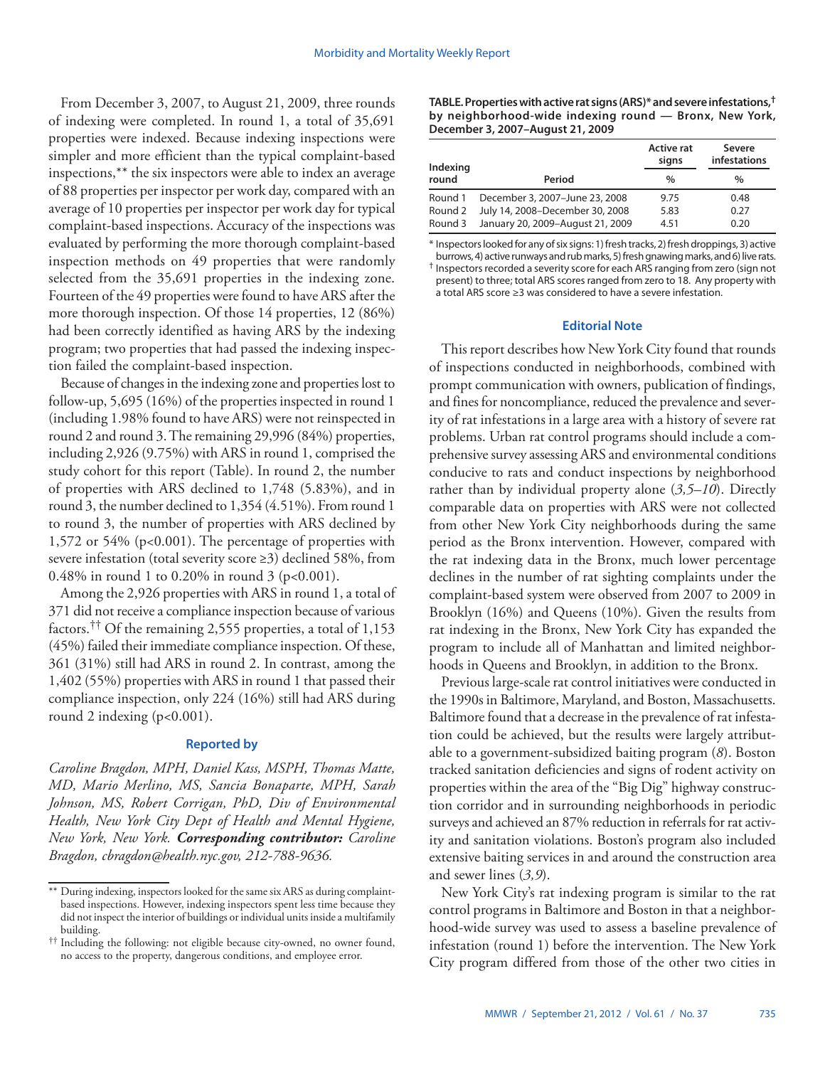From December 3, 2007, to August 21, 2009, three rounds of indexing were completed. In round 1, a total of 35,691 properties were indexed. Because indexing inspections were simpler and more efficient than the typical complaint-based inspections,** the six inspectors were able to index an average of 88 properties per inspector per work day, compared with an average of 10 properties per inspector per work day for typical complaint-based inspections. Accuracy of the inspections was evaluated by performing the more thorough complaint-based inspection methods on 49 properties that were randomly selected from the 35,691 properties in the indexing zone. Fourteen of the 49 properties were found to have ARS after the more thorough inspection. Of those 14 properties, 12 (86%) had been correctly identified as having ARS by the indexing program; two properties that had passed the indexing inspection failed the complaint-based inspection.

Because of changes in the indexing zone and properties lost to follow-up, 5,695 (16%) of the properties inspected in round 1 (including 1.98% found to have ARS) were not reinspected in round 2 and round 3. The remaining 29,996 (84%) properties, including 2,926 (9.75%) with ARS in round 1, comprised the study cohort for this report (Table). In round 2, the number of properties with ARS declined to 1,748 (5.83%), and in round 3, the number declined to 1,354 (4.51%). From round 1 to round 3, the number of properties with ARS declined by 1,572 or 54% ($p<0.001$). The percentage of properties with severe infestation (total severity score ≥3) declined 58%, from 0.48% in round 1 to 0.20% in round 3 ($p<0.001$).

Among the 2,926 properties with ARS in round 1, a total of 371 did not receive a compliance inspection because of various factors.[††] Of the remaining 2,555 properties, a total of 1,153 (45%) failed their immediate compliance inspection. Of these, 361 (31%) still had ARS in round 2. In contrast, among the 1,402 (55%) properties with ARS in round 1 that passed their compliance inspection, only 224 (16%) still had ARS during round 2 indexing ($p<0.001$).

### Reported by

*Caroline Bragdon, MPH, Daniel Kass, MSPH, Thomas Matte, MD, Mario Merlino, MS, Sancia Bonaparte, MPH, Sarah Johnson, MS, Robert Corrigan, PhD, Div of Environmental Health, New York City Dept of Health and Mental Hygiene, New York, New York.* ***Corresponding contributor:*** *Caroline Bragdon, cbragdon@health.nyc.gov, 212-788-9636.*

** During indexing, inspectors looked for the same six ARS as during complaint-based inspections. However, indexing inspectors spent less time because they did not inspect the interior of buildings or individual units inside a multifamily building.

†† Including the following: not eligible because city-owned, no owner found, no access to the property, dangerous conditions, and employee error.

**TABLE. Properties with active rat signs (ARS)* and severe infestations,† by neighborhood-wide indexing round — Bronx, New York, December 3, 2007–August 21, 2009**

| Indexing round | Period | Active rat signs | Severe infestations |
|---|---|---|---|
| | | % | % |
| Round 1 | December 3, 2007–June 23, 2008 | 9.75 | 0.48 |
| Round 2 | July 14, 2008–December 30, 2008 | 5.83 | 0.27 |
| Round 3 | January 20, 2009–August 21, 2009 | 4.51 | 0.20 |

* Inspectors looked for any of six signs: 1) fresh tracks, 2) fresh droppings, 3) active burrows, 4) active runways and rub marks, 5) fresh gnawing marks, and 6) live rats.

† Inspectors recorded a severity score for each ARS ranging from zero (sign not present) to three; total ARS scores ranged from zero to 18. Any property with a total ARS score ≥3 was considered to have a severe infestation.

### Editorial Note

This report describes how New York City found that rounds of inspections conducted in neighborhoods, combined with prompt communication with owners, publication of findings, and fines for noncompliance, reduced the prevalence and severity of rat infestations in a large area with a history of severe rat problems. Urban rat control programs should include a comprehensive survey assessing ARS and environmental conditions conducive to rats and conduct inspections by neighborhood rather than by individual property alone (*3,5–10*). Directly comparable data on properties with ARS were not collected from other New York City neighborhoods during the same period as the Bronx intervention. However, compared with the rat indexing data in the Bronx, much lower percentage declines in the number of rat sighting complaints under the complaint-based system were observed from 2007 to 2009 in Brooklyn (16%) and Queens (10%). Given the results from rat indexing in the Bronx, New York City has expanded the program to include all of Manhattan and limited neighborhoods in Queens and Brooklyn, in addition to the Bronx.

Previous large-scale rat control initiatives were conducted in the 1990s in Baltimore, Maryland, and Boston, Massachusetts. Baltimore found that a decrease in the prevalence of rat infestation could be achieved, but the results were largely attributable to a government-subsidized baiting program (*8*). Boston tracked sanitation deficiencies and signs of rodent activity on properties within the area of the "Big Dig" highway construction corridor and in surrounding neighborhoods in periodic surveys and achieved an 87% reduction in referrals for rat activity and sanitation violations. Boston's program also included extensive baiting services in and around the construction area and sewer lines (*3,9*).

New York City's rat indexing program is similar to the rat control programs in Baltimore and Boston in that a neighborhood-wide survey was used to assess a baseline prevalence of infestation (round 1) before the intervention. The New York City program differed from those of the other two cities in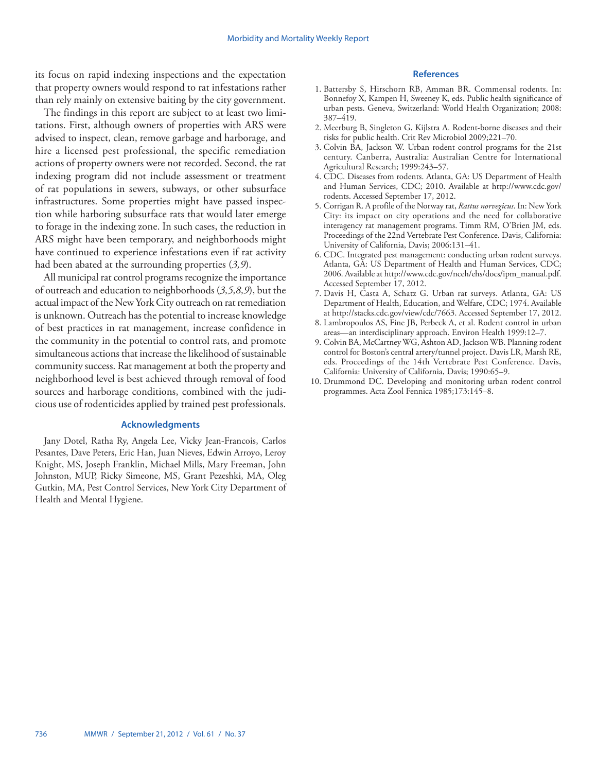its focus on rapid indexing inspections and the expectation that property owners would respond to rat infestations rather than rely mainly on extensive baiting by the city government.

The findings in this report are subject to at least two limitations. First, although owners of properties with ARS were advised to inspect, clean, remove garbage and harborage, and hire a licensed pest professional, the specific remediation actions of property owners were not recorded. Second, the rat indexing program did not include assessment or treatment of rat populations in sewers, subways, or other subsurface infrastructures. Some properties might have passed inspection while harboring subsurface rats that would later emerge to forage in the indexing zone. In such cases, the reduction in ARS might have been temporary, and neighborhoods might have continued to experience infestations even if rat activity had been abated at the surrounding properties (*3,9*).

All municipal rat control programs recognize the importance of outreach and education to neighborhoods (*3,5,8,9*), but the actual impact of the New York City outreach on rat remediation is unknown. Outreach has the potential to increase knowledge of best practices in rat management, increase confidence in the community in the potential to control rats, and promote simultaneous actions that increase the likelihood of sustainable community success. Rat management at both the property and neighborhood level is best achieved through removal of food sources and harborage conditions, combined with the judicious use of rodenticides applied by trained pest professionals.

## Acknowledgments

Jany Dotel, Ratha Ry, Angela Lee, Vicky Jean-Francois, Carlos Pesantes, Dave Peters, Eric Han, Juan Nieves, Edwin Arroyo, Leroy Knight, MS, Joseph Franklin, Michael Mills, Mary Freeman, John Johnston, MUP, Ricky Simeone, MS, Grant Pezeshki, MA, Oleg Gutkin, MA, Pest Control Services, New York City Department of Health and Mental Hygiene.

## References

1. Battersby S, Hirschorn RB, Amman BR. Commensal rodents. In: Bonnefoy X, Kampen H, Sweeney K, eds. Public health significance of urban pests. Geneva, Switzerland: World Health Organization; 2008: 387–419.
2. Meerburg B, Singleton G, Kijlstra A. Rodent-borne diseases and their risks for public health. Crit Rev Microbiol 2009;221–70.
3. Colvin BA, Jackson W. Urban rodent control programs for the 21st century. Canberra, Australia: Australian Centre for International Agricultural Research; 1999:243–57.
4. CDC. Diseases from rodents. Atlanta, GA: US Department of Health and Human Services, CDC; 2010. Available at http://www.cdc.gov/rodents. Accessed September 17, 2012.
5. Corrigan R. A profile of the Norway rat, *Rattus norvegicus*. In: New York City: its impact on city operations and the need for collaborative interagency rat management programs. Timm RM, O'Brien JM, eds. Proceedings of the 22nd Vertebrate Pest Conference. Davis, California: University of California, Davis; 2006:131–41.
6. CDC. Integrated pest management: conducting urban rodent surveys. Atlanta, GA: US Department of Health and Human Services, CDC; 2006. Available at http://www.cdc.gov/nceh/ehs/docs/ipm_manual.pdf. Accessed September 17, 2012.
7. Davis H, Casta A, Schatz G. Urban rat surveys. Atlanta, GA: US Department of Health, Education, and Welfare, CDC; 1974. Available at http://stacks.cdc.gov/view/cdc/7663. Accessed September 17, 2012.
8. Lambropoulos AS, Fine JB, Perbeck A, et al. Rodent control in urban areas—an interdisciplinary approach. Environ Health 1999:12–7.
9. Colvin BA, McCartney WG, Ashton AD, Jackson WB. Planning rodent control for Boston's central artery/tunnel project. Davis LR, Marsh RE, eds. Proceedings of the 14th Vertebrate Pest Conference. Davis, California: University of California, Davis; 1990:65–9.
10. Drummond DC. Developing and monitoring urban rodent control programmes. Acta Zool Fennica 1985;173:145–8.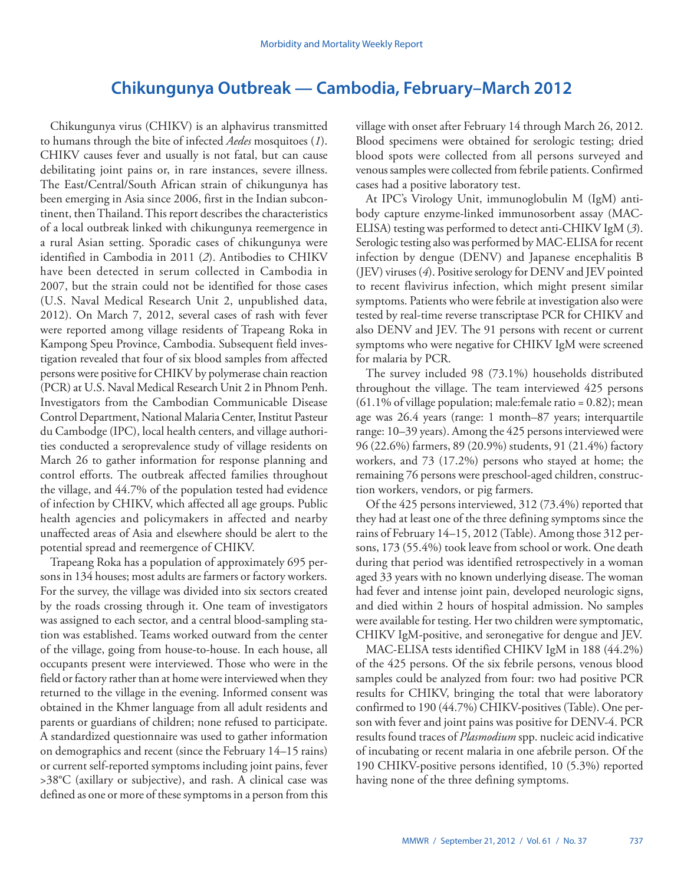# Chikungunya Outbreak — Cambodia, February–March 2012

Chikungunya virus (CHIKV) is an alphavirus transmitted to humans through the bite of infected *Aedes* mosquitoes (*1*). CHIKV causes fever and usually is not fatal, but can cause debilitating joint pains or, in rare instances, severe illness. The East/Central/South African strain of chikungunya has been emerging in Asia since 2006, first in the Indian subcontinent, then Thailand. This report describes the characteristics of a local outbreak linked with chikungunya reemergence in a rural Asian setting. Sporadic cases of chikungunya were identified in Cambodia in 2011 (*2*). Antibodies to CHIKV have been detected in serum collected in Cambodia in 2007, but the strain could not be identified for those cases (U.S. Naval Medical Research Unit 2, unpublished data, 2012). On March 7, 2012, several cases of rash with fever were reported among village residents of Trapeang Roka in Kampong Speu Province, Cambodia. Subsequent field investigation revealed that four of six blood samples from affected persons were positive for CHIKV by polymerase chain reaction (PCR) at U.S. Naval Medical Research Unit 2 in Phnom Penh. Investigators from the Cambodian Communicable Disease Control Department, National Malaria Center, Institut Pasteur du Cambodge (IPC), local health centers, and village authorities conducted a seroprevalence study of village residents on March 26 to gather information for response planning and control efforts. The outbreak affected families throughout the village, and 44.7% of the population tested had evidence of infection by CHIKV, which affected all age groups. Public health agencies and policymakers in affected and nearby unaffected areas of Asia and elsewhere should be alert to the potential spread and reemergence of CHIKV.

Trapeang Roka has a population of approximately 695 persons in 134 houses; most adults are farmers or factory workers. For the survey, the village was divided into six sectors created by the roads crossing through it. One team of investigators was assigned to each sector, and a central blood-sampling station was established. Teams worked outward from the center of the village, going from house-to-house. In each house, all occupants present were interviewed. Those who were in the field or factory rather than at home were interviewed when they returned to the village in the evening. Informed consent was obtained in the Khmer language from all adult residents and parents or guardians of children; none refused to participate. A standardized questionnaire was used to gather information on demographics and recent (since the February 14–15 rains) or current self-reported symptoms including joint pains, fever >38°C (axillary or subjective), and rash. A clinical case was defined as one or more of these symptoms in a person from this village with onset after February 14 through March 26, 2012. Blood specimens were obtained for serologic testing; dried blood spots were collected from all persons surveyed and venous samples were collected from febrile patients. Confirmed cases had a positive laboratory test.

At IPC's Virology Unit, immunoglobulin M (IgM) antibody capture enzyme-linked immunosorbent assay (MAC-ELISA) testing was performed to detect anti-CHIKV IgM (*3*). Serologic testing also was performed by MAC-ELISA for recent infection by dengue (DENV) and Japanese encephalitis B (JEV) viruses (*4*). Positive serology for DENV and JEV pointed to recent flavivirus infection, which might present similar symptoms. Patients who were febrile at investigation also were tested by real-time reverse transcriptase PCR for CHIKV and also DENV and JEV. The 91 persons with recent or current symptoms who were negative for CHIKV IgM were screened for malaria by PCR.

The survey included 98 (73.1%) households distributed throughout the village. The team interviewed 425 persons (61.1% of village population; male:female ratio = 0.82); mean age was 26.4 years (range: 1 month–87 years; interquartile range: 10–39 years). Among the 425 persons interviewed were 96 (22.6%) farmers, 89 (20.9%) students, 91 (21.4%) factory workers, and 73 (17.2%) persons who stayed at home; the remaining 76 persons were preschool-aged children, construction workers, vendors, or pig farmers.

Of the 425 persons interviewed, 312 (73.4%) reported that they had at least one of the three defining symptoms since the rains of February 14–15, 2012 (Table). Among those 312 persons, 173 (55.4%) took leave from school or work. One death during that period was identified retrospectively in a woman aged 33 years with no known underlying disease. The woman had fever and intense joint pain, developed neurologic signs, and died within 2 hours of hospital admission. No samples were available for testing. Her two children were symptomatic, CHIKV IgM-positive, and seronegative for dengue and JEV.

MAC-ELISA tests identified CHIKV IgM in 188 (44.2%) of the 425 persons. Of the six febrile persons, venous blood samples could be analyzed from four: two had positive PCR results for CHIKV, bringing the total that were laboratory confirmed to 190 (44.7%) CHIKV-positives (Table). One person with fever and joint pains was positive for DENV-4. PCR results found traces of *Plasmodium* spp. nucleic acid indicative of incubating or recent malaria in one afebrile person. Of the 190 CHIKV-positive persons identified, 10 (5.3%) reported having none of the three defining symptoms.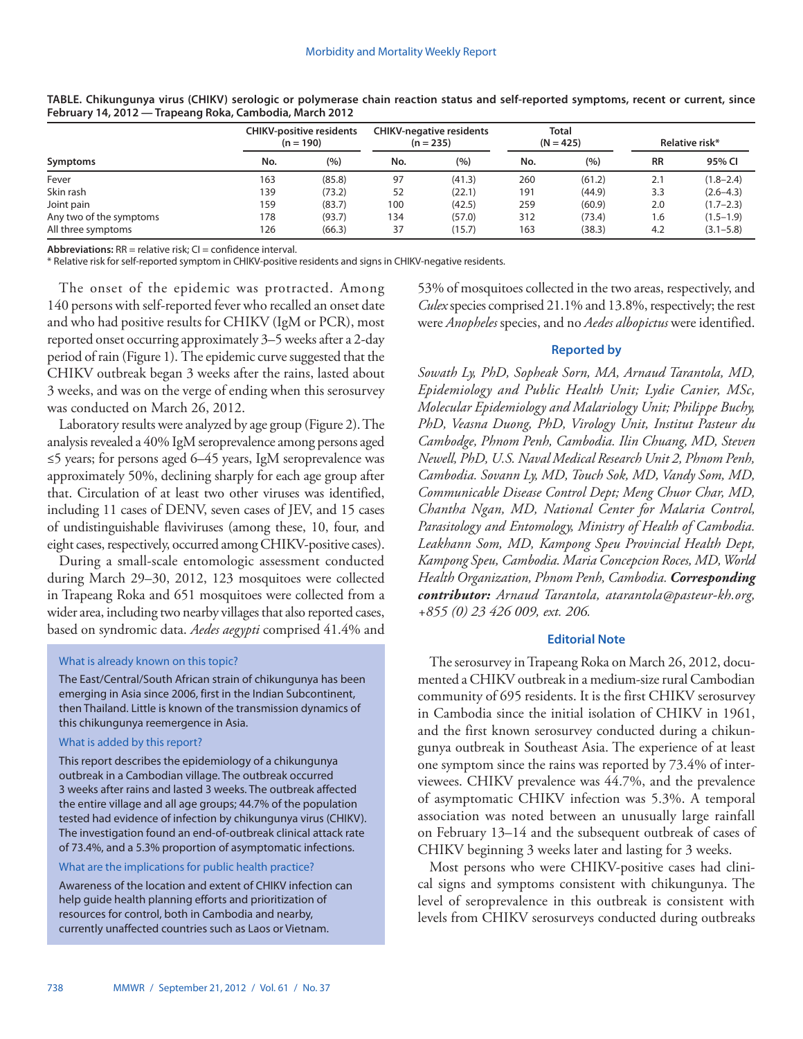**TABLE. Chikungunya virus (CHIKV) serologic or polymerase chain reaction status and self-reported symptoms, recent or current, since February 14, 2012 — Trapeang Roka, Cambodia, March 2012**

| Symptoms | CHIKV-positive residents (n = 190) | | CHIKV-negative residents (n = 235) | | Total (N = 425) | | Relative risk* | |
|---|---|---|---|---|---|---|---|---|
| | No. | (%) | No. | (%) | No. | (%) | RR | 95% CI |
| Fever | 163 | (85.8) | 97 | (41.3) | 260 | (61.2) | 2.1 | (1.8–2.4) |
| Skin rash | 139 | (73.2) | 52 | (22.1) | 191 | (44.9) | 3.3 | (2.6–4.3) |
| Joint pain | 159 | (83.7) | 100 | (42.5) | 259 | (60.9) | 2.0 | (1.7–2.3) |
| Any two of the symptoms | 178 | (93.7) | 134 | (57.0) | 312 | (73.4) | 1.6 | (1.5–1.9) |
| All three symptoms | 126 | (66.3) | 37 | (15.7) | 163 | (38.3) | 4.2 | (3.1–5.8) |

**Abbreviations:** RR = relative risk; CI = confidence interval.
* Relative risk for self-reported symptom in CHIKV-positive residents and signs in CHIKV-negative residents.

The onset of the epidemic was protracted. Among 140 persons with self-reported fever who recalled an onset date and who had positive results for CHIKV (IgM or PCR), most reported onset occurring approximately 3–5 weeks after a 2-day period of rain (Figure 1). The epidemic curve suggested that the CHIKV outbreak began 3 weeks after the rains, lasted about 3 weeks, and was on the verge of ending when this serosurvey was conducted on March 26, 2012.

Laboratory results were analyzed by age group (Figure 2). The analysis revealed a 40% IgM seroprevalence among persons aged ≤5 years; for persons aged 6–45 years, IgM seroprevalence was approximately 50%, declining sharply for each age group after that. Circulation of at least two other viruses was identified, including 11 cases of DENV, seven cases of JEV, and 15 cases of undistinguishable flaviviruses (among these, 10, four, and eight cases, respectively, occurred among CHIKV-positive cases).

During a small-scale entomologic assessment conducted during March 29–30, 2012, 123 mosquitoes were collected in Trapeang Roka and 651 mosquitoes were collected from a wider area, including two nearby villages that also reported cases, based on syndromic data. *Aedes aegypti* comprised 41.4% and 53% of mosquitoes collected in the two areas, respectively, and *Culex* species comprised 21.1% and 13.8%, respectively; the rest were *Anopheles* species, and no *Aedes albopictus* were identified.

#### What is already known on this topic?

The East/Central/South African strain of chikungunya has been emerging in Asia since 2006, first in the Indian Subcontinent, then Thailand. Little is known of the transmission dynamics of this chikungunya reemergence in Asia.

#### What is added by this report?

This report describes the epidemiology of a chikungunya outbreak in a Cambodian village. The outbreak occurred 3 weeks after rains and lasted 3 weeks. The outbreak affected the entire village and all age groups; 44.7% of the population tested had evidence of infection by chikungunya virus (CHIKV). The investigation found an end-of-outbreak clinical attack rate of 73.4%, and a 5.3% proportion of asymptomatic infections.

#### What are the implications for public health practice?

Awareness of the location and extent of CHIKV infection can help guide health planning efforts and prioritization of resources for control, both in Cambodia and nearby, currently unaffected countries such as Laos or Vietnam.

### Reported by

*Sowath Ly, PhD, Sopheak Sorn, MA, Arnaud Tarantola, MD, Epidemiology and Public Health Unit; Lydie Canier, MSc, Molecular Epidemiology and Malariology Unit; Philippe Buchy, PhD, Veasna Duong, PhD, Virology Unit, Institut Pasteur du Cambodge, Phnom Penh, Cambodia. Ilin Chuang, MD, Steven Newell, PhD, U.S. Naval Medical Research Unit 2, Phnom Penh, Cambodia. Sovann Ly, MD, Touch Sok, MD, Vandy Som, MD, Communicable Disease Control Dept; Meng Chuor Char, MD, Chantha Ngan, MD, National Center for Malaria Control, Parasitology and Entomology, Ministry of Health of Cambodia. Leakhann Som, MD, Kampong Speu Provincial Health Dept, Kampong Speu, Cambodia. Maria Concepcion Roces, MD, World Health Organization, Phnom Penh, Cambodia.* ***Corresponding contributor:*** *Arnaud Tarantola, atarantola@pasteur-kh.org, +855 (0) 23 426 009, ext. 206.*

### Editorial Note

The serosurvey in Trapeang Roka on March 26, 2012, documented a CHIKV outbreak in a medium-size rural Cambodian community of 695 residents. It is the first CHIKV serosurvey in Cambodia since the initial isolation of CHIKV in 1961, and the first known serosurvey conducted during a chikungunya outbreak in Southeast Asia. The experience of at least one symptom since the rains was reported by 73.4% of interviewees. CHIKV prevalence was 44.7%, and the prevalence of asymptomatic CHIKV infection was 5.3%. A temporal association was noted between an unusually large rainfall on February 13–14 and the subsequent outbreak of cases of CHIKV beginning 3 weeks later and lasting for 3 weeks.

Most persons who were CHIKV-positive cases had clinical signs and symptoms consistent with chikungunya. The level of seroprevalence in this outbreak is consistent with levels from CHIKV serosurveys conducted during outbreaks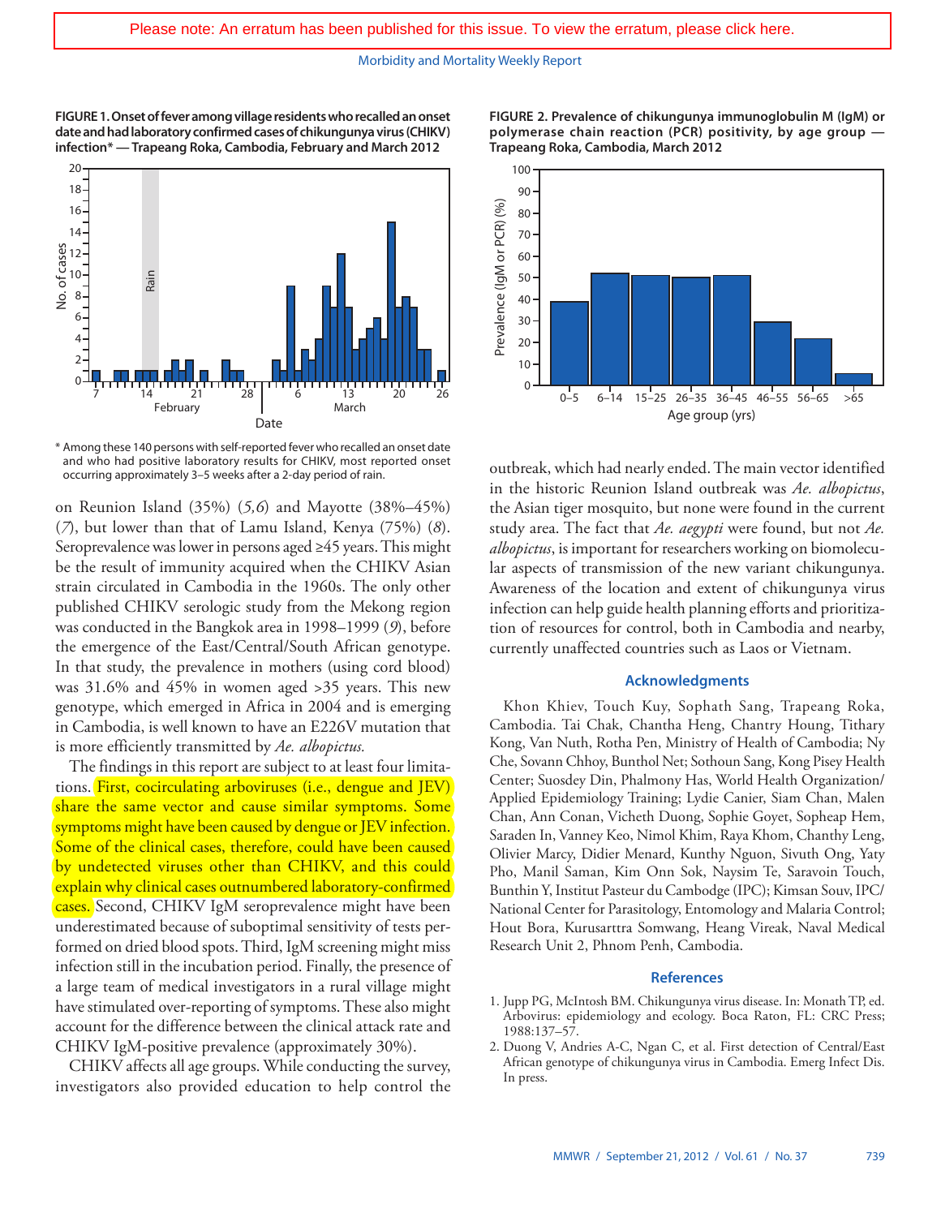Please note: An erratum has been published for this issue. To view the erratum, please click here.

**FIGURE 1. Onset of fever among village residents who recalled an onset date and had laboratory confirmed cases of chikungunya virus (CHIKV) infection* — Trapeang Roka, Cambodia, February and March 2012**

* Among these 140 persons with self-reported fever who recalled an onset date and who had positive laboratory results for CHIKV, most reported onset occurring approximately 3–5 weeks after a 2-day period of rain.

**FIGURE 2. Prevalence of chikungunya immunoglobulin M (IgM) or polymerase chain reaction (PCR) positivity, by age group — Trapeang Roka, Cambodia, March 2012**

on Reunion Island (35%) (*5,6*) and Mayotte (38%–45%) (*7*), but lower than that of Lamu Island, Kenya (75%) (*8*). Seroprevalence was lower in persons aged ≥45 years. This might be the result of immunity acquired when the CHIKV Asian strain circulated in Cambodia in the 1960s. The only other published CHIKV serologic study from the Mekong region was conducted in the Bangkok area in 1998–1999 (*9*), before the emergence of the East/Central/South African genotype. In that study, the prevalence in mothers (using cord blood) was 31.6% and 45% in women aged >35 years. This new genotype, which emerged in Africa in 2004 and is emerging in Cambodia, is well known to have an E226V mutation that is more efficiently transmitted by *Ae. albopictus.*

The findings in this report are subject to at least four limitations. First, cocirculating arboviruses (i.e., dengue and JEV) share the same vector and cause similar symptoms. Some symptoms might have been caused by dengue or JEV infection. Some of the clinical cases, therefore, could have been caused by undetected viruses other than CHIKV, and this could explain why clinical cases outnumbered laboratory-confirmed cases. Second, CHIKV IgM seroprevalence might have been underestimated because of suboptimal sensitivity of tests performed on dried blood spots. Third, IgM screening might miss infection still in the incubation period. Finally, the presence of a large team of medical investigators in a rural village might have stimulated over-reporting of symptoms. These also might account for the difference between the clinical attack rate and CHIKV IgM-positive prevalence (approximately 30%).

CHIKV affects all age groups. While conducting the survey, investigators also provided education to help control the outbreak, which had nearly ended. The main vector identified in the historic Reunion Island outbreak was *Ae. albopictus*, the Asian tiger mosquito, but none were found in the current study area. The fact that *Ae. aegypti* were found, but not *Ae. albopictus*, is important for researchers working on biomolecular aspects of transmission of the new variant chikungunya. Awareness of the location and extent of chikungunya virus infection can help guide health planning efforts and prioritization of resources for control, both in Cambodia and nearby, currently unaffected countries such as Laos or Vietnam.

## Acknowledgments

Khon Khiev, Touch Kuy, Sophath Sang, Trapeang Roka, Cambodia. Tai Chak, Chantha Heng, Chantry Houng, Tithary Kong, Van Nuth, Rotha Pen, Ministry of Health of Cambodia; Ny Che, Sovann Chhoy, Bunthol Net; Sothoun Sang, Kong Pisey Health Center; Suosdey Din, Phalmony Has, World Health Organization/Applied Epidemiology Training; Lydie Canier, Siam Chan, Malen Chan, Ann Conan, Vicheth Duong, Sophie Goyet, Sopheap Hem, Saraden In, Vanney Keo, Nimol Khim, Raya Khom, Chanthy Leng, Olivier Marcy, Didier Menard, Kunthy Nguon, Sivuth Ong, Yaty Pho, Manil Saman, Kim Onn Sok, Naysim Te, Saravoin Touch, Bunthin Y, Institut Pasteur du Cambodge (IPC); Kimsan Souv, IPC/National Center for Parasitology, Entomology and Malaria Control; Hout Bora, Kurusarttra Somwang, Heang Vireak, Naval Medical Research Unit 2, Phnom Penh, Cambodia.

## References

1. Jupp PG, McIntosh BM. Chikungunya virus disease. In: Monath TP, ed. Arbovirus: epidemiology and ecology. Boca Raton, FL: CRC Press; 1988:137–57.
2. Duong V, Andries A-C, Ngan C, et al. First detection of Central/East African genotype of chikungunya virus in Cambodia. Emerg Infect Dis. In press.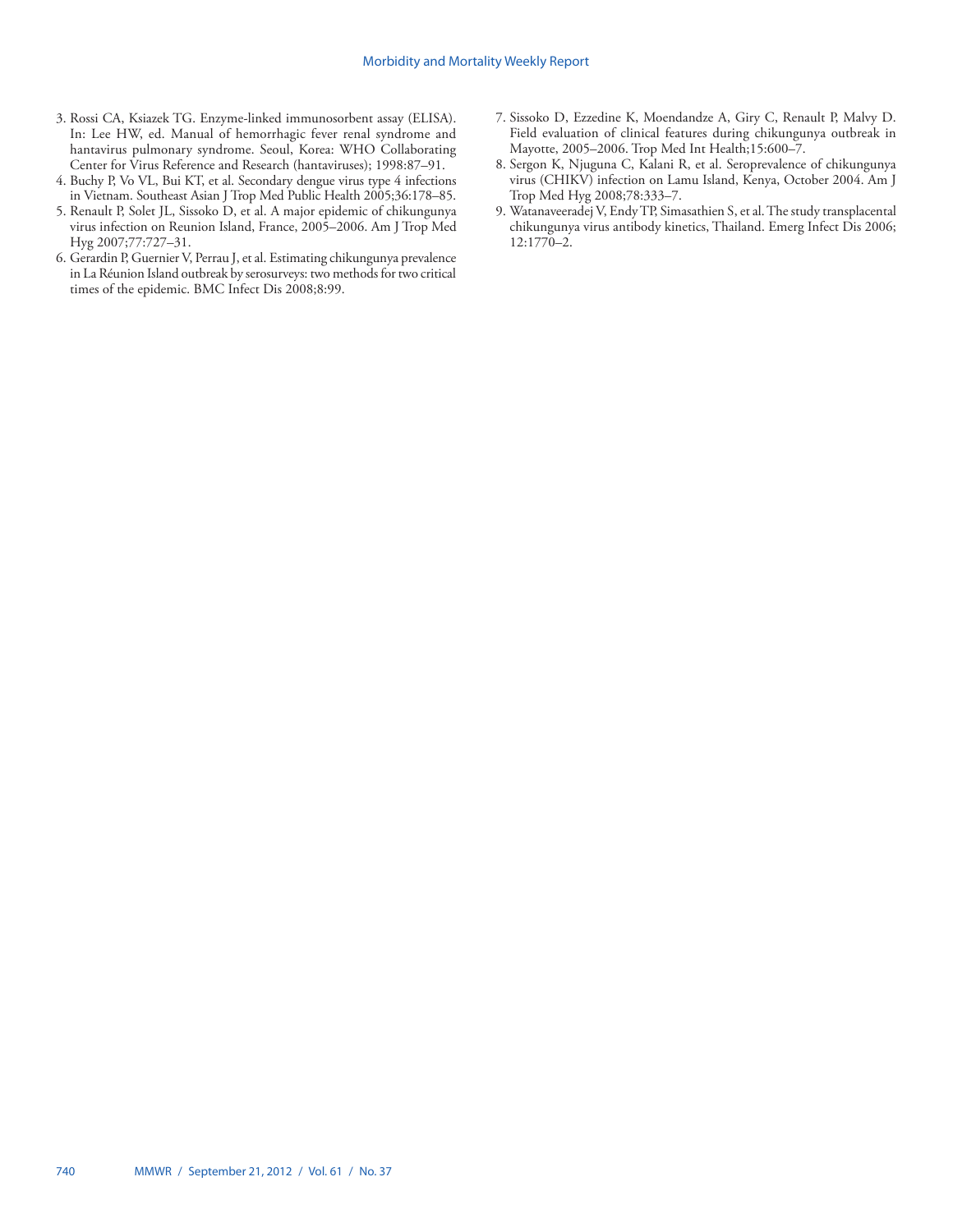3. Rossi CA, Ksiazek TG. Enzyme-linked immunosorbent assay (ELISA). In: Lee HW, ed. Manual of hemorrhagic fever renal syndrome and hantavirus pulmonary syndrome. Seoul, Korea: WHO Collaborating Center for Virus Reference and Research (hantaviruses); 1998:87–91.
4. Buchy P, Vo VL, Bui KT, et al. Secondary dengue virus type 4 infections in Vietnam. Southeast Asian J Trop Med Public Health 2005;36:178–85.
5. Renault P, Solet JL, Sissoko D, et al. A major epidemic of chikungunya virus infection on Reunion Island, France, 2005–2006. Am J Trop Med Hyg 2007;77:727–31.
6. Gerardin P, Guernier V, Perrau J, et al. Estimating chikungunya prevalence in La Réunion Island outbreak by serosurveys: two methods for two critical times of the epidemic. BMC Infect Dis 2008;8:99.
7. Sissoko D, Ezzedine K, Moendandze A, Giry C, Renault P, Malvy D. Field evaluation of clinical features during chikungunya outbreak in Mayotte, 2005–2006. Trop Med Int Health;15:600–7.
8. Sergon K, Njuguna C, Kalani R, et al. Seroprevalence of chikungunya virus (CHIKV) infection on Lamu Island, Kenya, October 2004. Am J Trop Med Hyg 2008;78:333–7.
9. Watanaveeradej V, Endy TP, Simasathien S, et al. The study transplacental chikungunya virus antibody kinetics, Thailand. Emerg Infect Dis 2006; 12:1770–2.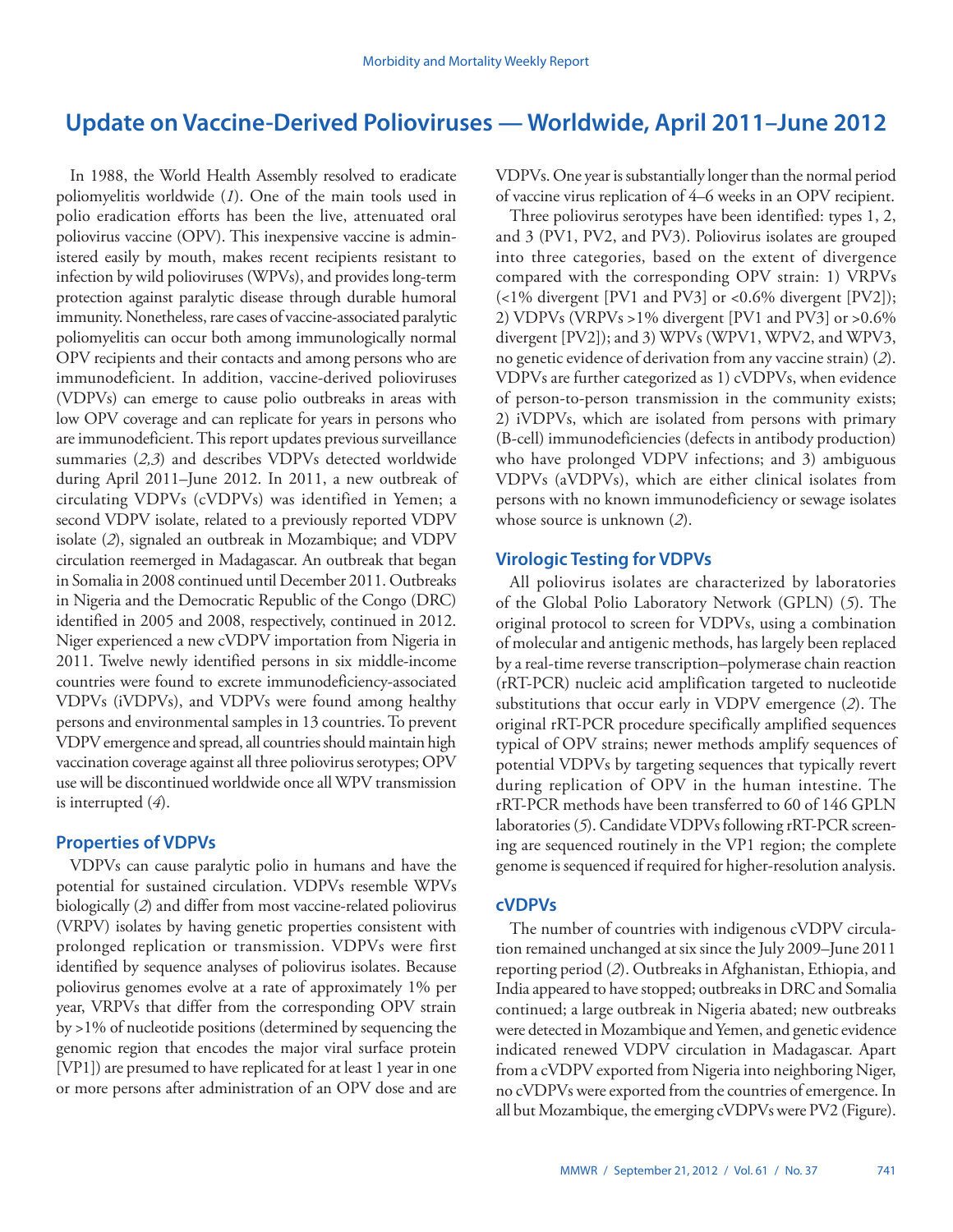# Update on Vaccine-Derived Polioviruses — Worldwide, April 2011–June 2012

In 1988, the World Health Assembly resolved to eradicate poliomyelitis worldwide (*1*). One of the main tools used in polio eradication efforts has been the live, attenuated oral poliovirus vaccine (OPV). This inexpensive vaccine is administered easily by mouth, makes recent recipients resistant to infection by wild polioviruses (WPVs), and provides long-term protection against paralytic disease through durable humoral immunity. Nonetheless, rare cases of vaccine-associated paralytic poliomyelitis can occur both among immunologically normal OPV recipients and their contacts and among persons who are immunodeficient. In addition, vaccine-derived polioviruses (VDPVs) can emerge to cause polio outbreaks in areas with low OPV coverage and can replicate for years in persons who are immunodeficient. This report updates previous surveillance summaries (*2,3*) and describes VDPVs detected worldwide during April 2011–June 2012. In 2011, a new outbreak of circulating VDPVs (cVDPVs) was identified in Yemen; a second VDPV isolate, related to a previously reported VDPV isolate (*2*), signaled an outbreak in Mozambique; and VDPV circulation reemerged in Madagascar. An outbreak that began in Somalia in 2008 continued until December 2011. Outbreaks in Nigeria and the Democratic Republic of the Congo (DRC) identified in 2005 and 2008, respectively, continued in 2012. Niger experienced a new cVDPV importation from Nigeria in 2011. Twelve newly identified persons in six middle-income countries were found to excrete immunodeficiency-associated VDPVs (iVDPVs), and VDPVs were found among healthy persons and environmental samples in 13 countries. To prevent VDPV emergence and spread, all countries should maintain high vaccination coverage against all three poliovirus serotypes; OPV use will be discontinued worldwide once all WPV transmission is interrupted (*4*).

## Properties of VDPVs

VDPVs can cause paralytic polio in humans and have the potential for sustained circulation. VDPVs resemble WPVs biologically (*2*) and differ from most vaccine-related poliovirus (VRPV) isolates by having genetic properties consistent with prolonged replication or transmission. VDPVs were first identified by sequence analyses of poliovirus isolates. Because poliovirus genomes evolve at a rate of approximately 1% per year, VRPVs that differ from the corresponding OPV strain by >1% of nucleotide positions (determined by sequencing the genomic region that encodes the major viral surface protein [VP1]) are presumed to have replicated for at least 1 year in one or more persons after administration of an OPV dose and are VDPVs. One year is substantially longer than the normal period of vaccine virus replication of 4–6 weeks in an OPV recipient.

Three poliovirus serotypes have been identified: types 1, 2, and 3 (PV1, PV2, and PV3). Poliovirus isolates are grouped into three categories, based on the extent of divergence compared with the corresponding OPV strain: 1) VRPVs (<1% divergent [PV1 and PV3] or <0.6% divergent [PV2]); 2) VDPVs (VRPVs >1% divergent [PV1 and PV3] or >0.6% divergent [PV2]); and 3) WPVs (WPV1, WPV2, and WPV3, no genetic evidence of derivation from any vaccine strain) (*2*). VDPVs are further categorized as 1) cVDPVs, when evidence of person-to-person transmission in the community exists; 2) iVDPVs, which are isolated from persons with primary (B-cell) immunodeficiencies (defects in antibody production) who have prolonged VDPV infections; and 3) ambiguous VDPVs (aVDPVs), which are either clinical isolates from persons with no known immunodeficiency or sewage isolates whose source is unknown (*2*).

## Virologic Testing for VDPVs

All poliovirus isolates are characterized by laboratories of the Global Polio Laboratory Network (GPLN) (*5*). The original protocol to screen for VDPVs, using a combination of molecular and antigenic methods, has largely been replaced by a real-time reverse transcription–polymerase chain reaction (rRT-PCR) nucleic acid amplification targeted to nucleotide substitutions that occur early in VDPV emergence (*2*). The original rRT-PCR procedure specifically amplified sequences typical of OPV strains; newer methods amplify sequences of potential VDPVs by targeting sequences that typically revert during replication of OPV in the human intestine. The rRT-PCR methods have been transferred to 60 of 146 GPLN laboratories (*5*). Candidate VDPVs following rRT-PCR screening are sequenced routinely in the VP1 region; the complete genome is sequenced if required for higher-resolution analysis.

## cVDPVs

The number of countries with indigenous cVDPV circulation remained unchanged at six since the July 2009–June 2011 reporting period (*2*). Outbreaks in Afghanistan, Ethiopia, and India appeared to have stopped; outbreaks in DRC and Somalia continued; a large outbreak in Nigeria abated; new outbreaks were detected in Mozambique and Yemen, and genetic evidence indicated renewed VDPV circulation in Madagascar. Apart from a cVDPV exported from Nigeria into neighboring Niger, no cVDPVs were exported from the countries of emergence. In all but Mozambique, the emerging cVDPVs were PV2 (Figure).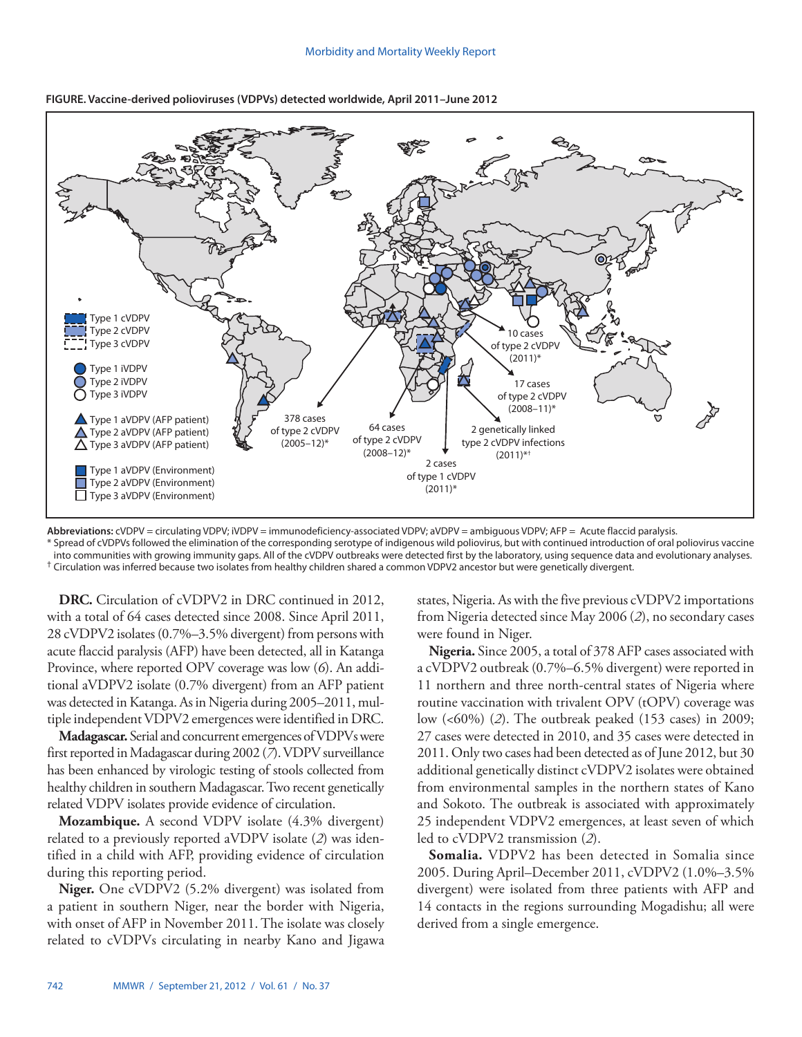**FIGURE. Vaccine-derived polioviruses (VDPVs) detected worldwide, April 2011–June 2012**

**Abbreviations:** cVDPV = circulating VDPV; iVDPV = immunodeficiency-associated VDPV; aVDPV = ambiguous VDPV; AFP = Acute flaccid paralysis.

\* Spread of cVDPVs followed the elimination of the corresponding serotype of indigenous wild poliovirus, but with continued introduction of oral poliovirus vaccine into communities with growing immunity gaps. All of the cVDPV outbreaks were detected first by the laboratory, using sequence data and evolutionary analyses.

† Circulation was inferred because two isolates from healthy children shared a common VDPV2 ancestor but were genetically divergent.

**DRC.** Circulation of cVDPV2 in DRC continued in 2012, with a total of 64 cases detected since 2008. Since April 2011, 28 cVDPV2 isolates (0.7%–3.5% divergent) from persons with acute flaccid paralysis (AFP) have been detected, all in Katanga Province, where reported OPV coverage was low (*6*). An additional aVDPV2 isolate (0.7% divergent) from an AFP patient was detected in Katanga. As in Nigeria during 2005–2011, multiple independent VDPV2 emergences were identified in DRC.

**Madagascar.** Serial and concurrent emergences of VDPVs were first reported in Madagascar during 2002 (*7*). VDPV surveillance has been enhanced by virologic testing of stools collected from healthy children in southern Madagascar. Two recent genetically related VDPV isolates provide evidence of circulation.

**Mozambique.** A second VDPV isolate (4.3% divergent) related to a previously reported aVDPV isolate (*2*) was identified in a child with AFP, providing evidence of circulation during this reporting period.

**Niger.** One cVDPV2 (5.2% divergent) was isolated from a patient in southern Niger, near the border with Nigeria, with onset of AFP in November 2011. The isolate was closely related to cVDPVs circulating in nearby Kano and Jigawa states, Nigeria. As with the five previous cVDPV2 importations from Nigeria detected since May 2006 (*2*), no secondary cases were found in Niger.

**Nigeria.** Since 2005, a total of 378 AFP cases associated with a cVDPV2 outbreak (0.7%–6.5% divergent) were reported in 11 northern and three north-central states of Nigeria where routine vaccination with trivalent OPV (tOPV) coverage was low (<60%) (*2*). The outbreak peaked (153 cases) in 2009; 27 cases were detected in 2010, and 35 cases were detected in 2011. Only two cases had been detected as of June 2012, but 30 additional genetically distinct cVDPV2 isolates were obtained from environmental samples in the northern states of Kano and Sokoto. The outbreak is associated with approximately 25 independent VDPV2 emergences, at least seven of which led to cVDPV2 transmission (*2*).

**Somalia.** VDPV2 has been detected in Somalia since 2005. During April–December 2011, cVDPV2 (1.0%–3.5% divergent) were isolated from three patients with AFP and 14 contacts in the regions surrounding Mogadishu; all were derived from a single emergence.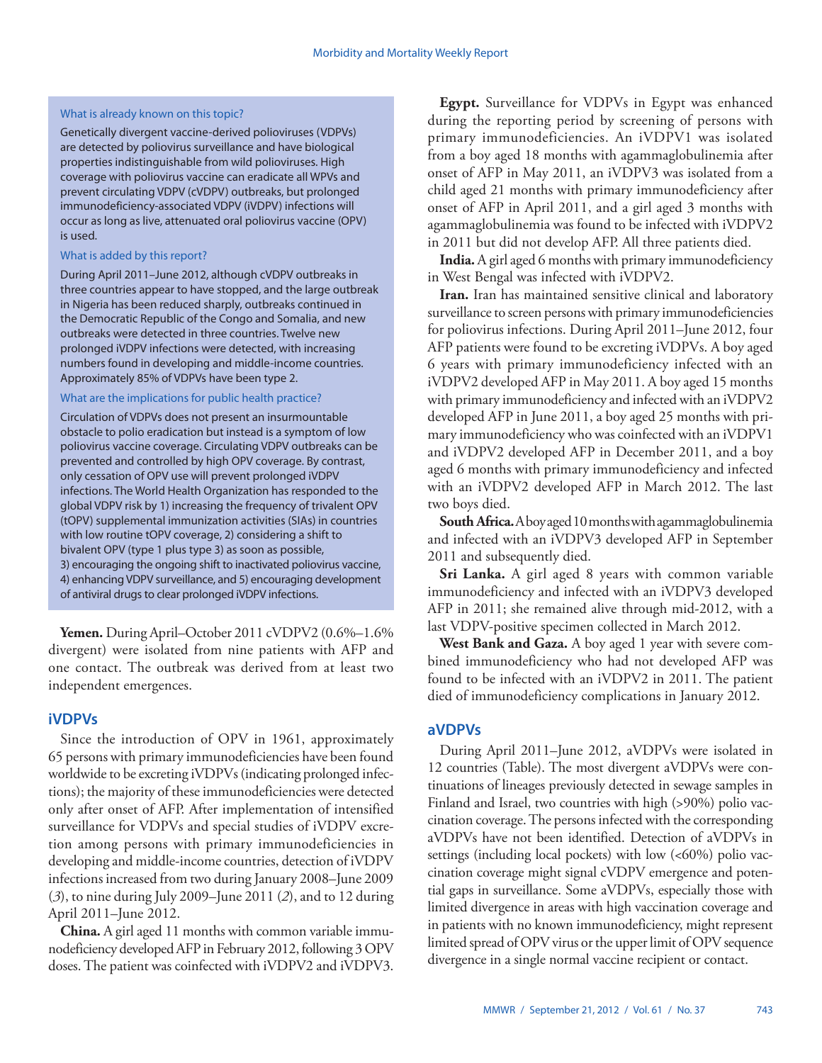What is already known on this topic?

Genetically divergent vaccine-derived polioviruses (VDPVs) are detected by poliovirus surveillance and have biological properties indistinguishable from wild polioviruses. High coverage with poliovirus vaccine can eradicate all WPVs and prevent circulating VDPV (cVDPV) outbreaks, but prolonged immunodeficiency-associated VDPV (iVDPV) infections will occur as long as live, attenuated oral poliovirus vaccine (OPV) is used.

What is added by this report?

During April 2011–June 2012, although cVDPV outbreaks in three countries appear to have stopped, and the large outbreak in Nigeria has been reduced sharply, outbreaks continued in the Democratic Republic of the Congo and Somalia, and new outbreaks were detected in three countries. Twelve new prolonged iVDPV infections were detected, with increasing numbers found in developing and middle-income countries. Approximately 85% of VDPVs have been type 2.

What are the implications for public health practice?

Circulation of VDPVs does not present an insurmountable obstacle to polio eradication but instead is a symptom of low poliovirus vaccine coverage. Circulating VDPV outbreaks can be prevented and controlled by high OPV coverage. By contrast, only cessation of OPV use will prevent prolonged iVDPV infections. The World Health Organization has responded to the global VDPV risk by 1) increasing the frequency of trivalent OPV (tOPV) supplemental immunization activities (SIAs) in countries with low routine tOPV coverage, 2) considering a shift to bivalent OPV (type 1 plus type 3) as soon as possible, 3) encouraging the ongoing shift to inactivated poliovirus vaccine, 4) enhancing VDPV surveillance, and 5) encouraging development of antiviral drugs to clear prolonged iVDPV infections.

**Yemen.** During April–October 2011 cVDPV2 (0.6%–1.6% divergent) were isolated from nine patients with AFP and one contact. The outbreak was derived from at least two independent emergences.

## iVDPVs

Since the introduction of OPV in 1961, approximately 65 persons with primary immunodeficiencies have been found worldwide to be excreting iVDPVs (indicating prolonged infections); the majority of these immunodeficiencies were detected only after onset of AFP. After implementation of intensified surveillance for VDPVs and special studies of iVDPV excretion among persons with primary immunodeficiencies in developing and middle-income countries, detection of iVDPV infections increased from two during January 2008–June 2009 (*3*), to nine during July 2009–June 2011 (*2*), and to 12 during April 2011–June 2012.

**China.** A girl aged 11 months with common variable immunodeficiency developed AFP in February 2012, following 3 OPV doses. The patient was coinfected with iVDPV2 and iVDPV3.

**Egypt.** Surveillance for VDPVs in Egypt was enhanced during the reporting period by screening of persons with primary immunodeficiencies. An iVDPV1 was isolated from a boy aged 18 months with agammaglobulinemia after onset of AFP in May 2011, an iVDPV3 was isolated from a child aged 21 months with primary immunodeficiency after onset of AFP in April 2011, and a girl aged 3 months with agammaglobulinemia was found to be infected with iVDPV2 in 2011 but did not develop AFP. All three patients died.

**India.** A girl aged 6 months with primary immunodeficiency in West Bengal was infected with iVDPV2.

**Iran.** Iran has maintained sensitive clinical and laboratory surveillance to screen persons with primary immunodeficiencies for poliovirus infections. During April 2011–June 2012, four AFP patients were found to be excreting iVDPVs. A boy aged 6 years with primary immunodeficiency infected with an iVDPV2 developed AFP in May 2011. A boy aged 15 months with primary immunodeficiency and infected with an iVDPV2 developed AFP in June 2011, a boy aged 25 months with primary immunodeficiency who was coinfected with an iVDPV1 and iVDPV2 developed AFP in December 2011, and a boy aged 6 months with primary immunodeficiency and infected with an iVDPV2 developed AFP in March 2012. The last two boys died.

**South Africa.** A boy aged 10 months with agammaglobulinemia and infected with an iVDPV3 developed AFP in September 2011 and subsequently died.

**Sri Lanka.** A girl aged 8 years with common variable immunodeficiency and infected with an iVDPV3 developed AFP in 2011; she remained alive through mid-2012, with a last VDPV-positive specimen collected in March 2012.

**West Bank and Gaza.** A boy aged 1 year with severe combined immunodeficiency who had not developed AFP was found to be infected with an iVDPV2 in 2011. The patient died of immunodeficiency complications in January 2012.

## aVDPVs

During April 2011–June 2012, aVDPVs were isolated in 12 countries (Table). The most divergent aVDPVs were continuations of lineages previously detected in sewage samples in Finland and Israel, two countries with high (>90%) polio vaccination coverage. The persons infected with the corresponding aVDPVs have not been identified. Detection of aVDPVs in settings (including local pockets) with low (<60%) polio vaccination coverage might signal cVDPV emergence and potential gaps in surveillance. Some aVDPVs, especially those with limited divergence in areas with high vaccination coverage and in patients with no known immunodeficiency, might represent limited spread of OPV virus or the upper limit of OPV sequence divergence in a single normal vaccine recipient or contact.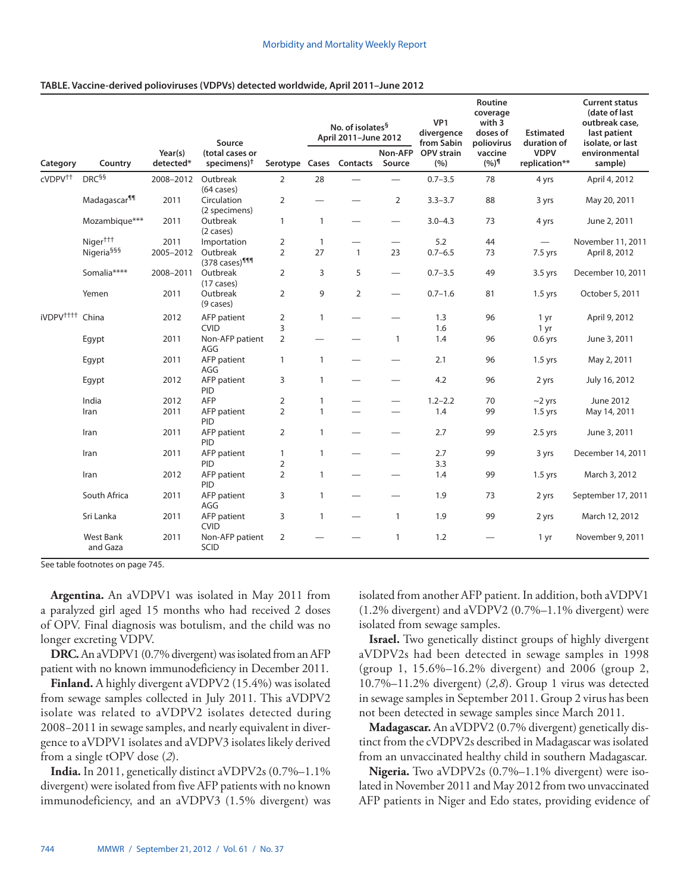**TABLE. Vaccine-derived polioviruses (VDPVs) detected worldwide, April 2011–June 2012**

| Category | Country | Year(s) detected* | Source (total cases or specimens)[†] | Serotype | No. of isolates[§] April 2011–June 2012 | | | VP1 divergence from Sabin OPV strain (%) | Routine coverage with 3 doses of poliovirus vaccine (%)[¶] | Estimated duration of VDPV replication** | Current status (date of last outbreak case, last patient isolate, or last environmental sample) |
|---|---|---|---|---|---|---|---|---|---|---|---|
| | | | | | Cases | Contacts | Non-AFP Source | | | | |
| cVDPV[††] | DRC[§§] | 2008–2012 | Outbreak (64 cases) | 2 | 28 | — | — | 0.7–3.5 | 78 | 4 yrs | April 4, 2012 |
| | Madagascar[¶¶] | 2011 | Circulation (2 specimens) | 2 | — | — | 2 | 3.3–3.7 | 88 | 3 yrs | May 20, 2011 |
| | Mozambique*** | 2011 | Outbreak (2 cases) | 1 | 1 | — | — | 3.0–4.3 | 73 | 4 yrs | June 2, 2011 |
| | Niger[†††] | 2011 | Importation | 2 | 1 | — | — | 5.2 | 44 | — | November 11, 2011 |
| | Nigeria[§§§] | 2005–2012 | Outbreak (378 cases)[¶¶¶] | 2 | 27 | 1 | 23 | 0.7–6.5 | 73 | 7.5 yrs | April 8, 2012 |
| | Somalia**** | 2008–2011 | Outbreak (17 cases) | 2 | 3 | 5 | — | 0.7–3.5 | 49 | 3.5 yrs | December 10, 2011 |
| | Yemen | 2011 | Outbreak (9 cases) | 2 | 9 | 2 | — | 0.7–1.6 | 81 | 1.5 yrs | October 5, 2011 |
| iVDPV[††††] | China | 2012 | AFP patient CVID | 2<br>3 | 1 | — | — | 1.3<br>1.6 | 96 | 1 yr<br>1 yr | April 9, 2012 |
| | Egypt | 2011 | Non-AFP patient AGG | 2 | — | — | 1 | 1.4 | 96 | 0.6 yrs | June 3, 2011 |
| | Egypt | 2011 | AFP patient AGG | 1 | 1 | — | — | 2.1 | 96 | 1.5 yrs | May 2, 2011 |
| | Egypt | 2012 | AFP patient PID | 3 | 1 | — | — | 4.2 | 96 | 2 yrs | July 16, 2012 |
| | India | 2012 | AFP | 2 | 1 | — | — | 1.2–2.2 | 70 | ~2 yrs | June 2012 |
| | Iran | 2011 | AFP patient PID | 2 | 1 | — | — | 1.4 | 99 | 1.5 yrs | May 14, 2011 |
| | Iran | 2011 | AFP patient PID | 2 | 1 | — | — | 2.7 | 99 | 2.5 yrs | June 3, 2011 |
| | Iran | 2011 | AFP patient PID | 1<br>2 | 1 | — | — | 2.7<br>3.3 | 99 | 3 yrs | December 14, 2011 |
| | Iran | 2012 | AFP patient PID | 2 | 1 | — | — | 1.4 | 99 | 1.5 yrs | March 3, 2012 |
| | South Africa | 2011 | AFP patient AGG | 3 | 1 | — | — | 1.9 | 73 | 2 yrs | September 17, 2011 |
| | Sri Lanka | 2011 | AFP patient CVID | 3 | 1 | — | 1 | 1.9 | 99 | 2 yrs | March 12, 2012 |
| | West Bank and Gaza | 2011 | Non-AFP patient SCID | 2 | — | — | 1 | 1.2 | — | 1 yr | November 9, 2011 |

See table footnotes on page 745.

**Argentina.** An aVDPV1 was isolated in May 2011 from a paralyzed girl aged 15 months who had received 2 doses of OPV. Final diagnosis was botulism, and the child was no longer excreting VDPV.

**DRC.** An aVDPV1 (0.7% divergent) was isolated from an AFP patient with no known immunodeficiency in December 2011.

**Finland.** A highly divergent aVDPV2 (15.4%) was isolated from sewage samples collected in July 2011. This aVDPV2 isolate was related to aVDPV2 isolates detected during 2008–2011 in sewage samples, and nearly equivalent in divergence to aVDPV1 isolates and aVDPV3 isolates likely derived from a single tOPV dose (*2*).

**India.** In 2011, genetically distinct aVDPV2s (0.7%–1.1% divergent) were isolated from five AFP patients with no known immunodeficiency, and an aVDPV3 (1.5% divergent) was isolated from another AFP patient. In addition, both aVDPV1 (1.2% divergent) and aVDPV2 (0.7%–1.1% divergent) were isolated from sewage samples.

**Israel.** Two genetically distinct groups of highly divergent aVDPV2s had been detected in sewage samples in 1998 (group 1, 15.6%–16.2% divergent) and 2006 (group 2, 10.7%–11.2% divergent) (*2,8*). Group 1 virus was detected in sewage samples in September 2011. Group 2 virus has been not been detected in sewage samples since March 2011.

**Madagascar.** An aVDPV2 (0.7% divergent) genetically distinct from the cVDPV2s described in Madagascar was isolated from an unvaccinated healthy child in southern Madagascar.

**Nigeria.** Two aVDPV2s (0.7%–1.1% divergent) were isolated in November 2011 and May 2012 from two unvaccinated AFP patients in Niger and Edo states, providing evidence of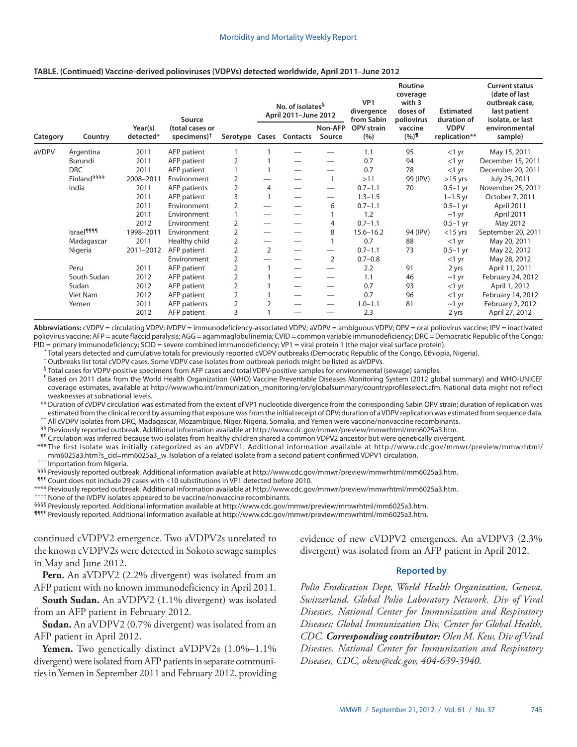**TABLE. (Continued) Vaccine-derived polioviruses (VDPVs) detected worldwide, April 2011–June 2012**

| Category | Country | Year(s) detected* | Source (total cases or specimens)[†] | Serotype | No. of isolates[§] April 2011–June 2012 | | | VP1 divergence from Sabin OPV strain (%) | Routine coverage with 3 doses of poliovirus vaccine (%)[¶] | Estimated duration of VDPV replication** | Current status (date of last outbreak case, last patient isolate, or last environmental sample) |
|---|---|---|---|---|---|---|---|---|---|---|---|
| | | | | | Cases | Contacts | Non-AFP Source | | | | |
| aVDPV | Argentina | 2011 | AFP patient | 1 | 1 | — | — | 1.1 | 95 | <1 yr | May 15, 2011 |
| | Burundi | 2011 | AFP patient | 2 | 1 | — | — | 0.7 | 94 | <1 yr | December 15, 2011 |
| | DRC | 2011 | AFP patient | 1 | 1 | — | — | 0.7 | 78 | <1 yr | December 20, 2011 |
| | Finland[§§§§] | 2008–2011 | Environment | 2 | — | — | 1 | >11 | 99 (IPV) | >15 yrs | July 25, 2011 |
| | India | 2011 | AFP patients | 2 | 4 | — | — | 0.7–1.1 | 70 | 0.5–1 yr | November 25, 2011 |
| | | 2011 | AFP patient | 3 | 1 | — | — | 1.3–1.5 | | 1–1.5 yr | October 7, 2011 |
| | | 2011 | Environment | 2 | — | — | 6 | 0.7–1.1 | | 0.5–1 yr | April 2011 |
| | | 2011 | Environment | 1 | — | — | 1 | 1.2 | | ~1 yr | April 2011 |
| | | 2012 | Environment | 2 | — | — | 4 | 0.7–1.1 | | 0.5–1 yr | May 2012 |
| | Israel[¶¶¶¶] | 1998–2011 | Environment | 2 | — | — | 8 | 15.6–16.2 | 94 (IPV) | <15 yrs | September 20, 2011 |
| | Madagascar | 2011 | Healthy child | 2 | — | — | 1 | 0.7 | 88 | <1 yr | May 20, 2011 |
| | Nigeria | 2011–2012 | AFP patient | 2 | 2 | — | — | 0.7–1.1 | 73 | 0.5–1 yr | May 22, 2012 |
| | | | Environment | 2 | — | — | 2 | 0.7–0.8 | | <1 yr | May 28, 2012 |
| | Peru | 2011 | AFP patient | 2 | 1 | — | — | 2.2 | 91 | 2 yrs | April 11, 2011 |
| | South Sudan | 2012 | AFP patient | 2 | 1 | — | — | 1.1 | 46 | ~1 yr | February 24, 2012 |
| | Sudan | 2012 | AFP patient | 2 | 1 | — | — | 0.7 | 93 | <1 yr | April 1, 2012 |
| | Viet Nam | 2012 | AFP patient | 2 | 1 | — | — | 0.7 | 96 | <1 yr | February 14, 2012 |
| | Yemen | 2011 | AFP patients | 2 | 2 | — | — | 1.0–1.1 | 81 | ~1 yr | February 2, 2012 |
| | | 2012 | AFP patient | 3 | 1 | — | — | 2.3 | | 2 yrs | April 27, 2012 |

**Abbreviations:** cVDPV = circulating VDPV; iVDPV = immunodeficiency-associated VDPV; aVDPV = ambiguous VDPV; OPV = oral poliovirus vaccine; IPV = inactivated poliovirus vaccine; AFP = acute flaccid paralysis; AGG = agammaglobulinemia; CVID = common variable immunodeficiency; DRC = Democratic Republic of the Congo; PID = primary immunodeficiency; SCID = severe combined immunodeficiency; VP1 = viral protein 1 (the major viral surface protein).

\* Total years detected and cumulative totals for previously reported cVDPV outbreaks (Democratic Republic of the Congo, Ethiopia, Nigeria).

[†] Outbreaks list total cVDPV cases. Some VDPV case isolates from outbreak periods might be listed as aVDPVs.

[§] Total cases for VDPV-positive specimens from AFP cases and total VDPV-positive samples for environmental (sewage) samples.

[¶] Based on 2011 data from the World Health Organization (WHO) Vaccine Preventable Diseases Monitoring System (2012 global summary) and WHO-UNICEF coverage estimates, available at http://www.who.int/immunization_monitoring/en/globalsummary/countryprofileselect.cfm. National data might not reflect weaknesses at subnational levels.

** Duration of cVDPV circulation was estimated from the extent of VP1 nucleotide divergence from the corresponding Sabin OPV strain; duration of replication was estimated from the clinical record by assuming that exposure was from the initial receipt of OPV; duration of a VDPV replication was estimated from sequence data.

[††] All cVDPV isolates from DRC, Madagascar, Mozambique, Niger, Nigeria, Somalia, and Yemen were vaccine/nonvaccine recombinants.

[§§] Previously reported outbreak. Additional information available at http://www.cdc.gov/mmwr/preview/mmwrhtml/mm6025a3.htm.

[¶¶] Circulation was inferred because two isolates from healthy children shared a common VDPV2 ancestor but were genetically divergent.

*** The first isolate was initially categorized as an aVDPV1. Additional information available at http://www.cdc.gov/mmwr/preview/mmwrhtml/mm6025a3.htm?s_cid=mm6025a3_w. Isolation of a related isolate from a second patient confirmed VDPV1 circulation.

[†††] Importation from Nigeria.

[§§§] Previously reported outbreak. Additional information available at http://www.cdc.gov/mmwr/preview/mmwrhtml/mm6025a3.htm.

[¶¶¶] Count does not include 29 cases with <10 substitutions in VP1 detected before 2010.

**** Previously reported outbreak. Additional information available at http://www.cdc.gov/mmwr/preview/mmwrhtml/mm6025a3.htm.

[††††] None of the iVDPV isolates appeared to be vaccine/nonvaccine recombinants.

[§§§§] Previously reported. Additional information available at http://www.cdc.gov/mmwr/preview/mmwrhtml/mm6025a3.htm.

[¶¶¶¶] Previously reported. Additional information available at http://www.cdc.gov/mmwr/preview/mmwrhtml/mm6025a3.htm.

continued cVDPV2 emergence. Two aVDPV2s unrelated to the known cVDPV2s were detected in Sokoto sewage samples in May and June 2012.

**Peru.** An aVDPV2 (2.2% divergent) was isolated from an AFP patient with no known immunodeficiency in April 2011.

**South Sudan.** An aVDPV2 (1.1% divergent) was isolated from an AFP patient in February 2012.

**Sudan.** An aVDPV2 (0.7% divergent) was isolated from an AFP patient in April 2012.

**Yemen.** Two genetically distinct aVDPV2s (1.0%–1.1% divergent) were isolated from AFP patients in separate communities in Yemen in September 2011 and February 2012, providing evidence of new cVDPV2 emergences. An aVDPV3 (2.3% divergent) was isolated from an AFP patient in April 2012.

### Reported by

*Polio Eradication Dept, World Health Organization, Geneva, Switzerland. Global Polio Laboratory Network. Div of Viral Diseases, National Center for Immunization and Respiratory Diseases; Global Immunization Div, Center for Global Health, CDC.* ***Corresponding contributor:*** *Olen M. Kew, Div of Viral Diseases, National Center for Immunization and Respiratory Diseases, CDC, okew@cdc.gov, 404-639-3940.*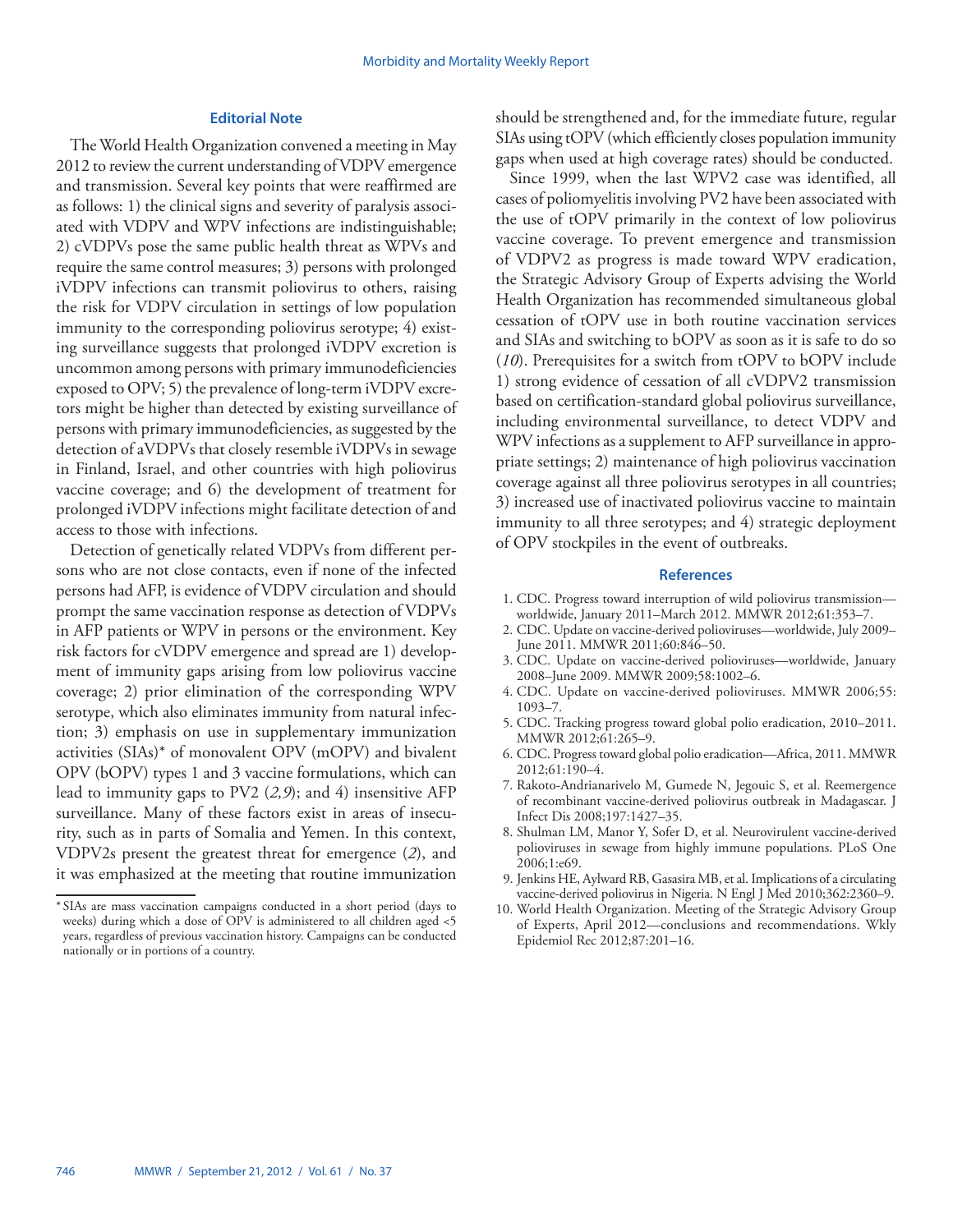### Editorial Note

The World Health Organization convened a meeting in May 2012 to review the current understanding of VDPV emergence and transmission. Several key points that were reaffirmed are as follows: 1) the clinical signs and severity of paralysis associated with VDPV and WPV infections are indistinguishable; 2) cVDPVs pose the same public health threat as WPVs and require the same control measures; 3) persons with prolonged iVDPV infections can transmit poliovirus to others, raising the risk for VDPV circulation in settings of low population immunity to the corresponding poliovirus serotype; 4) existing surveillance suggests that prolonged iVDPV excretion is uncommon among persons with primary immunodeficiencies exposed to OPV; 5) the prevalence of long-term iVDPV excretors might be higher than detected by existing surveillance of persons with primary immunodeficiencies, as suggested by the detection of aVDPVs that closely resemble iVDPVs in sewage in Finland, Israel, and other countries with high poliovirus vaccine coverage; and 6) the development of treatment for prolonged iVDPV infections might facilitate detection of and access to those with infections.

Detection of genetically related VDPVs from different persons who are not close contacts, even if none of the infected persons had AFP, is evidence of VDPV circulation and should prompt the same vaccination response as detection of VDPVs in AFP patients or WPV in persons or the environment. Key risk factors for cVDPV emergence and spread are 1) development of immunity gaps arising from low poliovirus vaccine coverage; 2) prior elimination of the corresponding WPV serotype, which also eliminates immunity from natural infection; 3) emphasis on use in supplementary immunization activities (SIAs)* of monovalent OPV (mOPV) and bivalent OPV (bOPV) types 1 and 3 vaccine formulations, which can lead to immunity gaps to PV2 (*2,9*); and 4) insensitive AFP surveillance. Many of these factors exist in areas of insecurity, such as in parts of Somalia and Yemen. In this context, VDPV2s present the greatest threat for emergence (*2*), and it was emphasized at the meeting that routine immunization should be strengthened and, for the immediate future, regular SIAs using tOPV (which efficiently closes population immunity gaps when used at high coverage rates) should be conducted.

Since 1999, when the last WPV2 case was identified, all cases of poliomyelitis involving PV2 have been associated with the use of tOPV primarily in the context of low poliovirus vaccine coverage. To prevent emergence and transmission of VDPV2 as progress is made toward WPV eradication, the Strategic Advisory Group of Experts advising the World Health Organization has recommended simultaneous global cessation of tOPV use in both routine vaccination services and SIAs and switching to bOPV as soon as it is safe to do so (*10*). Prerequisites for a switch from tOPV to bOPV include 1) strong evidence of cessation of all cVDPV2 transmission based on certification-standard global poliovirus surveillance, including environmental surveillance, to detect VDPV and WPV infections as a supplement to AFP surveillance in appropriate settings; 2) maintenance of high poliovirus vaccination coverage against all three poliovirus serotypes in all countries; 3) increased use of inactivated poliovirus vaccine to maintain immunity to all three serotypes; and 4) strategic deployment of OPV stockpiles in the event of outbreaks.

* SIAs are mass vaccination campaigns conducted in a short period (days to weeks) during which a dose of OPV is administered to all children aged <5 years, regardless of previous vaccination history. Campaigns can be conducted nationally or in portions of a country.

### References

1. CDC. Progress toward interruption of wild poliovirus transmission—worldwide, January 2011–March 2012. MMWR 2012;61:353–7.
2. CDC. Update on vaccine-derived polioviruses—worldwide, July 2009–June 2011. MMWR 2011;60:846–50.
3. CDC. Update on vaccine-derived polioviruses—worldwide, January 2008–June 2009. MMWR 2009;58:1002–6.
4. CDC. Update on vaccine-derived polioviruses. MMWR 2006;55:1093–7.
5. CDC. Tracking progress toward global polio eradication, 2010–2011. MMWR 2012;61:265–9.
6. CDC. Progress toward global polio eradication—Africa, 2011. MMWR 2012;61:190–4.
7. Rakoto-Andrianarivelo M, Gumede N, Jegouic S, et al. Reemergence of recombinant vaccine-derived poliovirus outbreak in Madagascar. J Infect Dis 2008;197:1427–35.
8. Shulman LM, Manor Y, Sofer D, et al. Neurovirulent vaccine-derived polioviruses in sewage from highly immune populations. PLoS One 2006;1:e69.
9. Jenkins HE, Aylward RB, Gasasira MB, et al. Implications of a circulating vaccine-derived poliovirus in Nigeria. N Engl J Med 2010;362:2360–9.
10. World Health Organization. Meeting of the Strategic Advisory Group of Experts, April 2012—conclusions and recommendations. Wkly Epidemiol Rec 2012;87:201–16.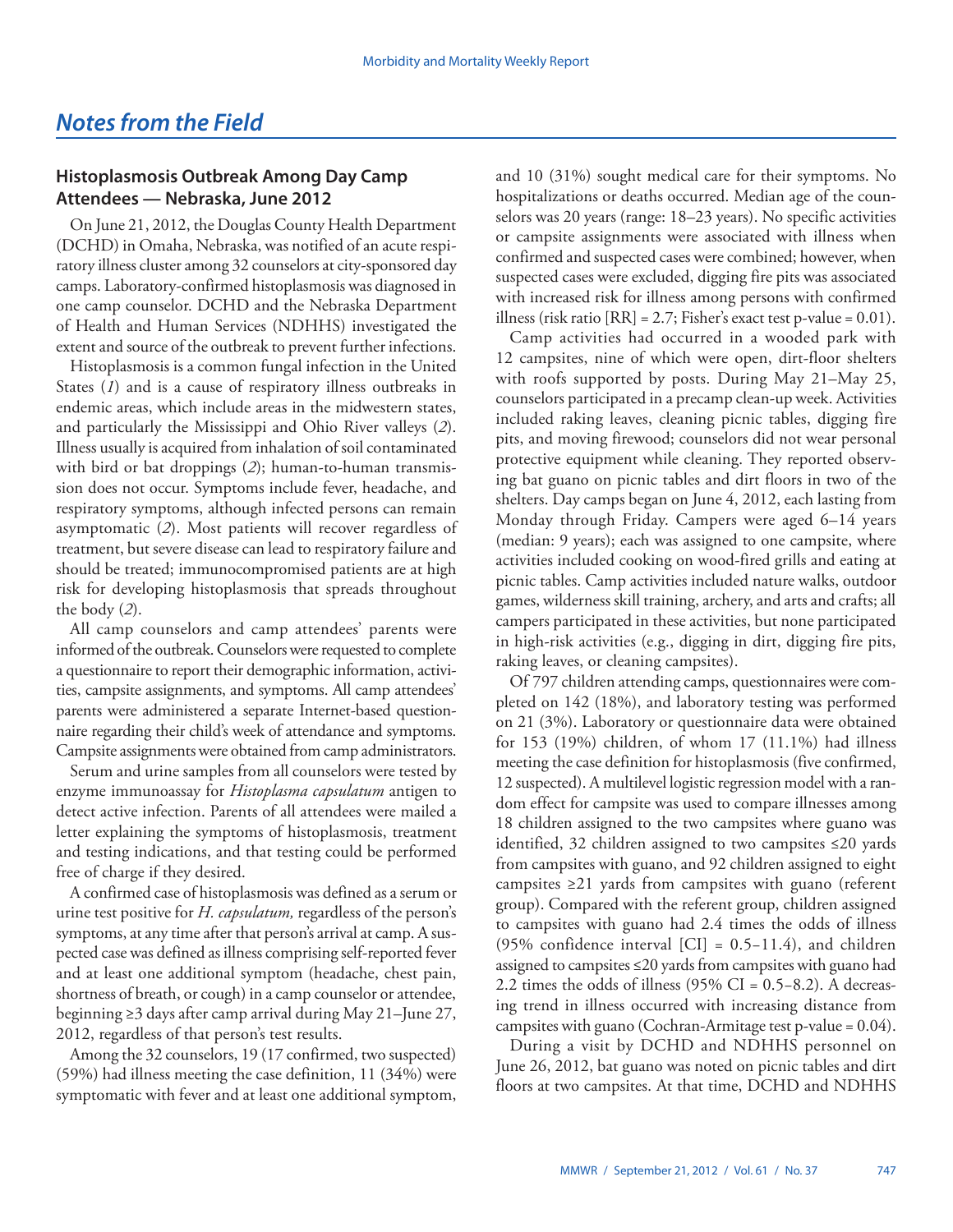## *Notes from the Field*

### Histoplasmosis Outbreak Among Day Camp Attendees — Nebraska, June 2012

On June 21, 2012, the Douglas County Health Department (DCHD) in Omaha, Nebraska, was notified of an acute respiratory illness cluster among 32 counselors at city-sponsored day camps. Laboratory-confirmed histoplasmosis was diagnosed in one camp counselor. DCHD and the Nebraska Department of Health and Human Services (NDHHS) investigated the extent and source of the outbreak to prevent further infections.

Histoplasmosis is a common fungal infection in the United States (*1*) and is a cause of respiratory illness outbreaks in endemic areas, which include areas in the midwestern states, and particularly the Mississippi and Ohio River valleys (*2*). Illness usually is acquired from inhalation of soil contaminated with bird or bat droppings (*2*); human-to-human transmission does not occur. Symptoms include fever, headache, and respiratory symptoms, although infected persons can remain asymptomatic (*2*). Most patients will recover regardless of treatment, but severe disease can lead to respiratory failure and should be treated; immunocompromised patients are at high risk for developing histoplasmosis that spreads throughout the body (*2*).

All camp counselors and camp attendees' parents were informed of the outbreak. Counselors were requested to complete a questionnaire to report their demographic information, activities, campsite assignments, and symptoms. All camp attendees' parents were administered a separate Internet-based questionnaire regarding their child's week of attendance and symptoms. Campsite assignments were obtained from camp administrators.

Serum and urine samples from all counselors were tested by enzyme immunoassay for *Histoplasma capsulatum* antigen to detect active infection. Parents of all attendees were mailed a letter explaining the symptoms of histoplasmosis, treatment and testing indications, and that testing could be performed free of charge if they desired.

A confirmed case of histoplasmosis was defined as a serum or urine test positive for *H. capsulatum,* regardless of the person's symptoms, at any time after that person's arrival at camp. A suspected case was defined as illness comprising self-reported fever and at least one additional symptom (headache, chest pain, shortness of breath, or cough) in a camp counselor or attendee, beginning ≥3 days after camp arrival during May 21–June 27, 2012, regardless of that person's test results.

Among the 32 counselors, 19 (17 confirmed, two suspected) (59%) had illness meeting the case definition, 11 (34%) were symptomatic with fever and at least one additional symptom, and 10 (31%) sought medical care for their symptoms. No hospitalizations or deaths occurred. Median age of the counselors was 20 years (range: 18–23 years). No specific activities or campsite assignments were associated with illness when confirmed and suspected cases were combined; however, when suspected cases were excluded, digging fire pits was associated with increased risk for illness among persons with confirmed illness (risk ratio [RR] = 2.7; Fisher's exact test p-value = 0.01).

Camp activities had occurred in a wooded park with 12 campsites, nine of which were open, dirt-floor shelters with roofs supported by posts. During May 21–May 25, counselors participated in a precamp clean-up week. Activities included raking leaves, cleaning picnic tables, digging fire pits, and moving firewood; counselors did not wear personal protective equipment while cleaning. They reported observing bat guano on picnic tables and dirt floors in two of the shelters. Day camps began on June 4, 2012, each lasting from Monday through Friday. Campers were aged 6–14 years (median: 9 years); each was assigned to one campsite, where activities included cooking on wood-fired grills and eating at picnic tables. Camp activities included nature walks, outdoor games, wilderness skill training, archery, and arts and crafts; all campers participated in these activities, but none participated in high-risk activities (e.g., digging in dirt, digging fire pits, raking leaves, or cleaning campsites).

Of 797 children attending camps, questionnaires were completed on 142 (18%), and laboratory testing was performed on 21 (3%). Laboratory or questionnaire data were obtained for 153 (19%) children, of whom 17 (11.1%) had illness meeting the case definition for histoplasmosis (five confirmed, 12 suspected). A multilevel logistic regression model with a random effect for campsite was used to compare illnesses among 18 children assigned to the two campsites where guano was identified, 32 children assigned to two campsites ≤20 yards from campsites with guano, and 92 children assigned to eight campsites ≥21 yards from campsites with guano (referent group). Compared with the referent group, children assigned to campsites with guano had 2.4 times the odds of illness (95% confidence interval [CI] = 0.5–11.4), and children assigned to campsites ≤20 yards from campsites with guano had 2.2 times the odds of illness (95% CI = 0.5–8.2). A decreasing trend in illness occurred with increasing distance from campsites with guano (Cochran-Armitage test p-value = 0.04).

During a visit by DCHD and NDHHS personnel on June 26, 2012, bat guano was noted on picnic tables and dirt floors at two campsites. At that time, DCHD and NDHHS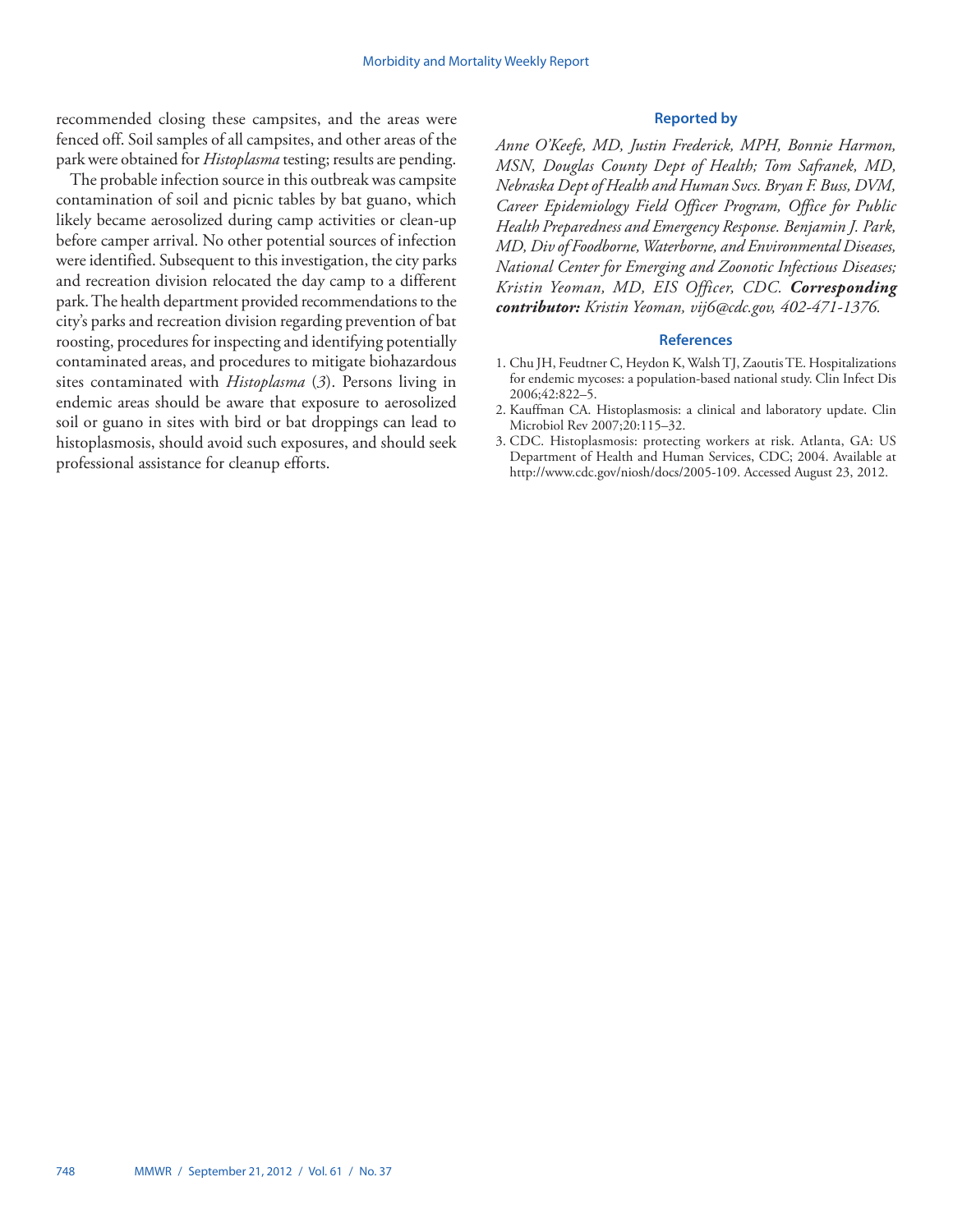recommended closing these campsites, and the areas were fenced off. Soil samples of all campsites, and other areas of the park were obtained for *Histoplasma* testing; results are pending.

The probable infection source in this outbreak was campsite contamination of soil and picnic tables by bat guano, which likely became aerosolized during camp activities or clean-up before camper arrival. No other potential sources of infection were identified. Subsequent to this investigation, the city parks and recreation division relocated the day camp to a different park. The health department provided recommendations to the city's parks and recreation division regarding prevention of bat roosting, procedures for inspecting and identifying potentially contaminated areas, and procedures to mitigate biohazardous sites contaminated with *Histoplasma* (*3*). Persons living in endemic areas should be aware that exposure to aerosolized soil or guano in sites with bird or bat droppings can lead to histoplasmosis, should avoid such exposures, and should seek professional assistance for cleanup efforts.

## Reported by

*Anne O'Keefe, MD, Justin Frederick, MPH, Bonnie Harmon, MSN, Douglas County Dept of Health; Tom Safranek, MD, Nebraska Dept of Health and Human Svcs. Bryan F. Buss, DVM, Career Epidemiology Field Officer Program, Office for Public Health Preparedness and Emergency Response. Benjamin J. Park, MD, Div of Foodborne, Waterborne, and Environmental Diseases, National Center for Emerging and Zoonotic Infectious Diseases; Kristin Yeoman, MD, EIS Officer, CDC.* ***Corresponding contributor:*** *Kristin Yeoman, vij6@cdc.gov, 402-471-1376.*

## References

1. Chu JH, Feudtner C, Heydon K, Walsh TJ, Zaoutis TE. Hospitalizations for endemic mycoses: a population-based national study. Clin Infect Dis 2006;42:822–5.
2. Kauffman CA. Histoplasmosis: a clinical and laboratory update. Clin Microbiol Rev 2007;20:115–32.
3. CDC. Histoplasmosis: protecting workers at risk. Atlanta, GA: US Department of Health and Human Services, CDC; 2004. Available at http://www.cdc.gov/niosh/docs/2005-109. Accessed August 23, 2012.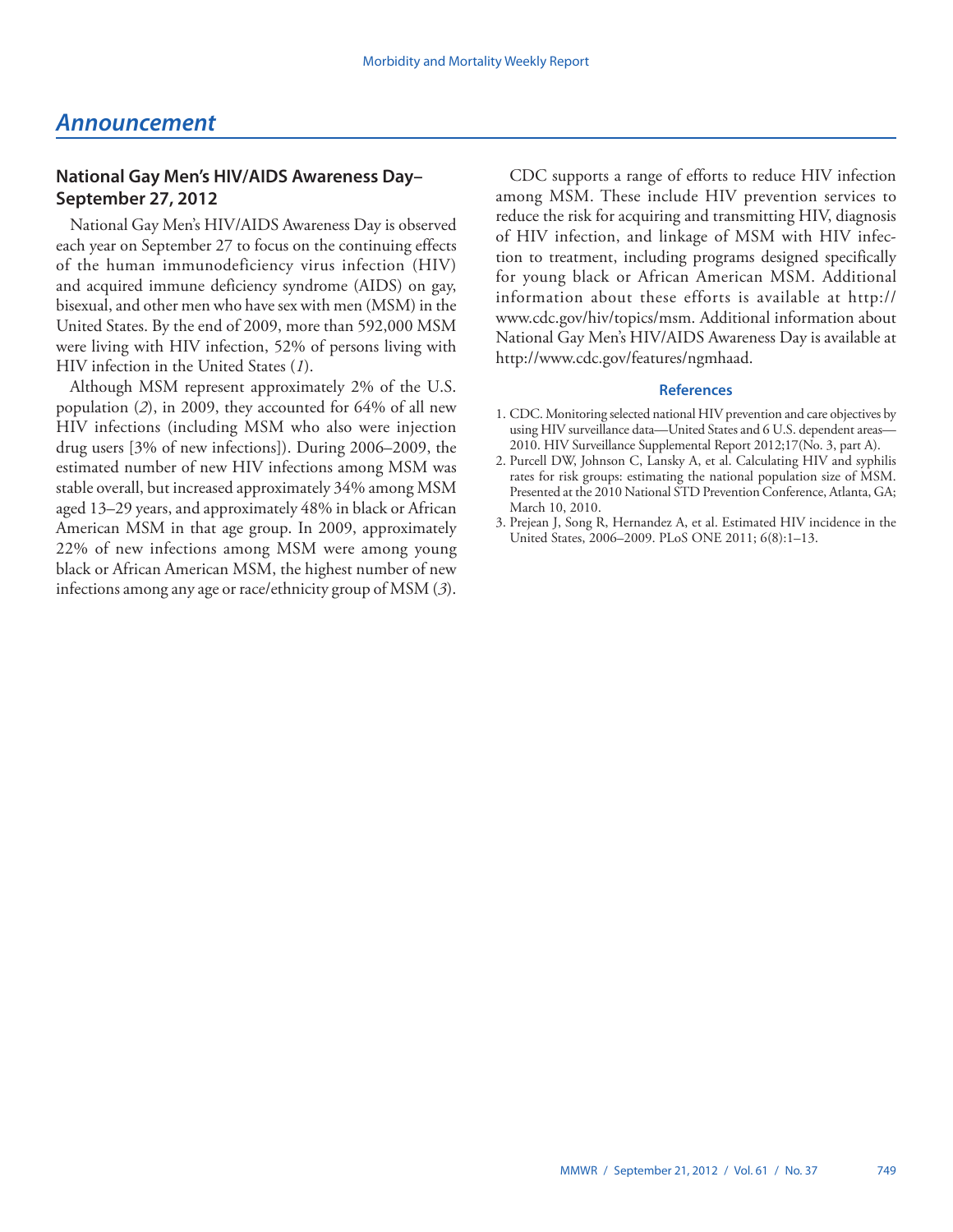## Announcement

### National Gay Men's HIV/AIDS Awareness Day–September 27, 2012

National Gay Men's HIV/AIDS Awareness Day is observed each year on September 27 to focus on the continuing effects of the human immunodeficiency virus infection (HIV) and acquired immune deficiency syndrome (AIDS) on gay, bisexual, and other men who have sex with men (MSM) in the United States. By the end of 2009, more than 592,000 MSM were living with HIV infection, 52% of persons living with HIV infection in the United States (*1*).

Although MSM represent approximately 2% of the U.S. population (*2*), in 2009, they accounted for 64% of all new HIV infections (including MSM who also were injection drug users [3% of new infections]). During 2006–2009, the estimated number of new HIV infections among MSM was stable overall, but increased approximately 34% among MSM aged 13–29 years, and approximately 48% in black or African American MSM in that age group. In 2009, approximately 22% of new infections among MSM were among young black or African American MSM, the highest number of new infections among any age or race/ethnicity group of MSM (*3*).

CDC supports a range of efforts to reduce HIV infection among MSM. These include HIV prevention services to reduce the risk for acquiring and transmitting HIV, diagnosis of HIV infection, and linkage of MSM with HIV infection to treatment, including programs designed specifically for young black or African American MSM. Additional information about these efforts is available at http://www.cdc.gov/hiv/topics/msm. Additional information about National Gay Men's HIV/AIDS Awareness Day is available at http://www.cdc.gov/features/ngmhaad.

#### References

1. CDC. Monitoring selected national HIV prevention and care objectives by using HIV surveillance data—United States and 6 U.S. dependent areas—2010. HIV Surveillance Supplemental Report 2012;17(No. 3, part A).
2. Purcell DW, Johnson C, Lansky A, et al. Calculating HIV and syphilis rates for risk groups: estimating the national population size of MSM. Presented at the 2010 National STD Prevention Conference, Atlanta, GA; March 10, 2010.
3. Prejean J, Song R, Hernandez A, et al. Estimated HIV incidence in the United States, 2006–2009. PLoS ONE 2011; 6(8):1–13.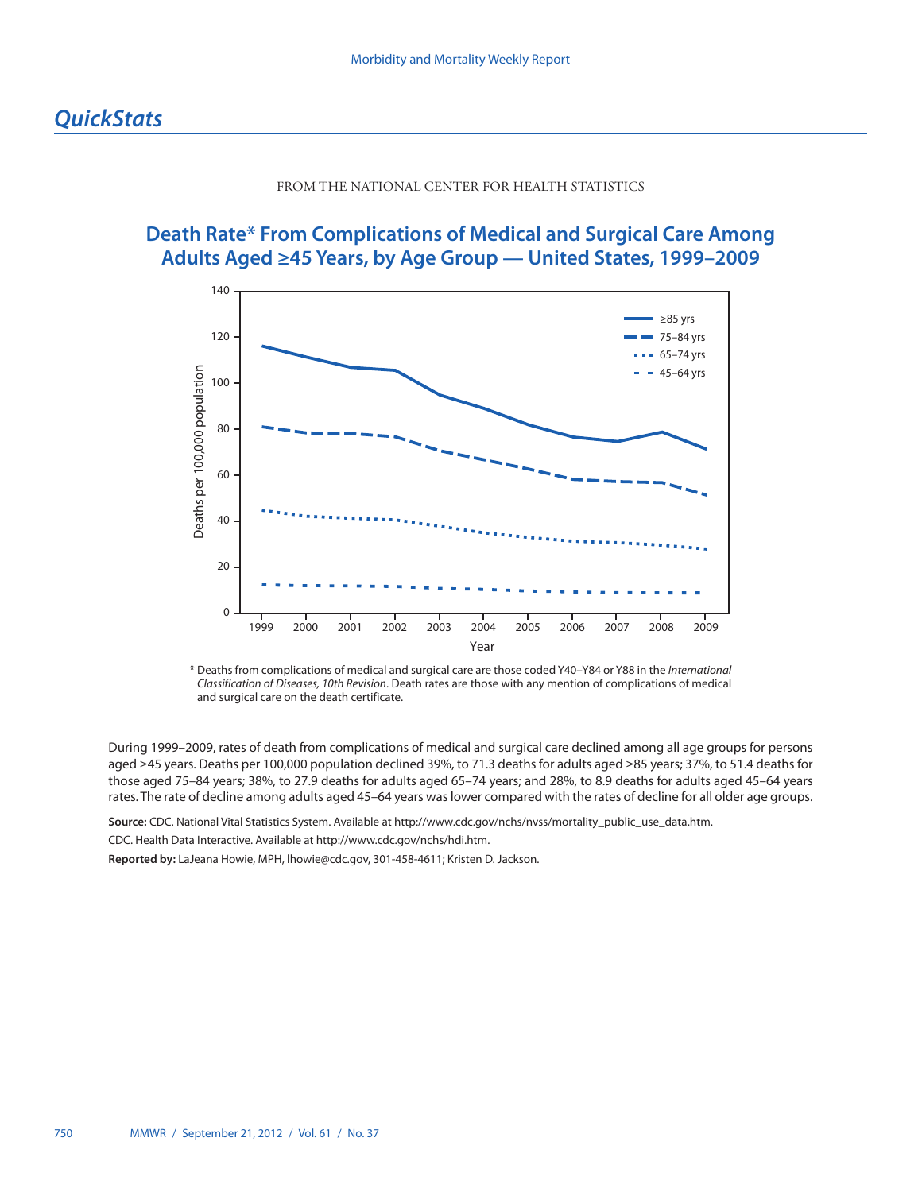# *QuickStats*

FROM THE NATIONAL CENTER FOR HEALTH STATISTICS

## Death Rate* From Complications of Medical and Surgical Care Among Adults Aged ≥45 Years, by Age Group — United States, 1999–2009

\* Deaths from complications of medical and surgical care are those coded Y40–Y84 or Y88 in the *International Classification of Diseases, 10th Revision*. Death rates are those with any mention of complications of medical and surgical care on the death certificate.

During 1999–2009, rates of death from complications of medical and surgical care declined among all age groups for persons aged ≥45 years. Deaths per 100,000 population declined 39%, to 71.3 deaths for adults aged ≥85 years; 37%, to 51.4 deaths for those aged 75–84 years; 38%, to 27.9 deaths for adults aged 65–74 years; and 28%, to 8.9 deaths for adults aged 45–64 years rates. The rate of decline among adults aged 45–64 years was lower compared with the rates of decline for all older age groups.

**Source:** CDC. National Vital Statistics System. Available at http://www.cdc.gov/nchs/nvss/mortality_public_use_data.htm.

CDC. Health Data Interactive. Available at http://www.cdc.gov/nchs/hdi.htm.

**Reported by:** LaJeana Howie, MPH, lhowie@cdc.gov, 301-458-4611; Kristen D. Jackson.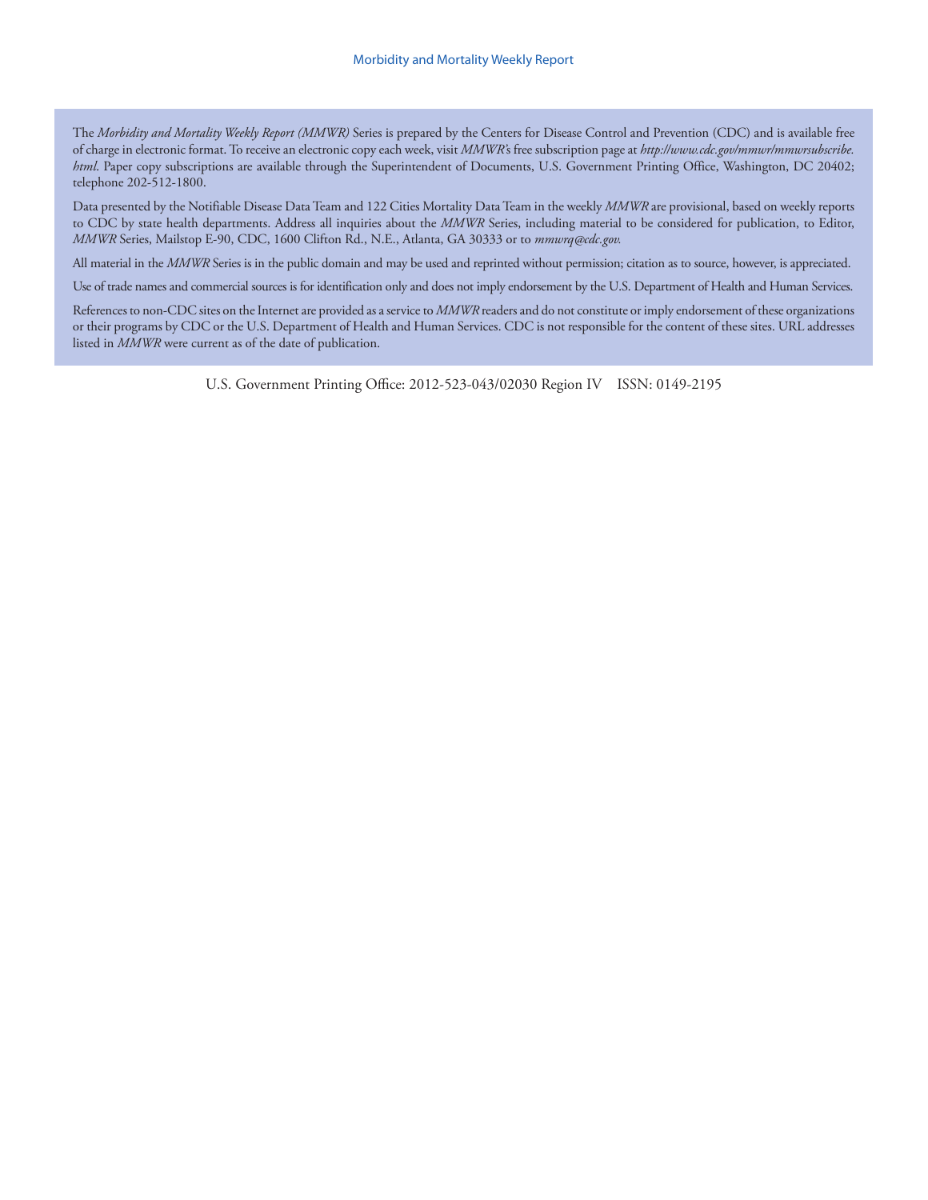The *Morbidity and Mortality Weekly Report (MMWR)* Series is prepared by the Centers for Disease Control and Prevention (CDC) and is available free of charge in electronic format. To receive an electronic copy each week, visit *MMWR*'s free subscription page at *http://www.cdc.gov/mmwr/mmwrsubscribe.html*. Paper copy subscriptions are available through the Superintendent of Documents, U.S. Government Printing Office, Washington, DC 20402; telephone 202-512-1800.

Data presented by the Notifiable Disease Data Team and 122 Cities Mortality Data Team in the weekly *MMWR* are provisional, based on weekly reports to CDC by state health departments. Address all inquiries about the *MMWR* Series, including material to be considered for publication, to Editor, *MMWR* Series, Mailstop E-90, CDC, 1600 Clifton Rd., N.E., Atlanta, GA 30333 or to *mmwrq@cdc.gov.*

All material in the *MMWR* Series is in the public domain and may be used and reprinted without permission; citation as to source, however, is appreciated.

Use of trade names and commercial sources is for identification only and does not imply endorsement by the U.S. Department of Health and Human Services.

References to non-CDC sites on the Internet are provided as a service to *MMWR* readers and do not constitute or imply endorsement of these organizations or their programs by CDC or the U.S. Department of Health and Human Services. CDC is not responsible for the content of these sites. URL addresses listed in *MMWR* were current as of the date of publication.

U.S. Government Printing Office: 2012-523-043/02030 Region IV ISSN: 0149-2195